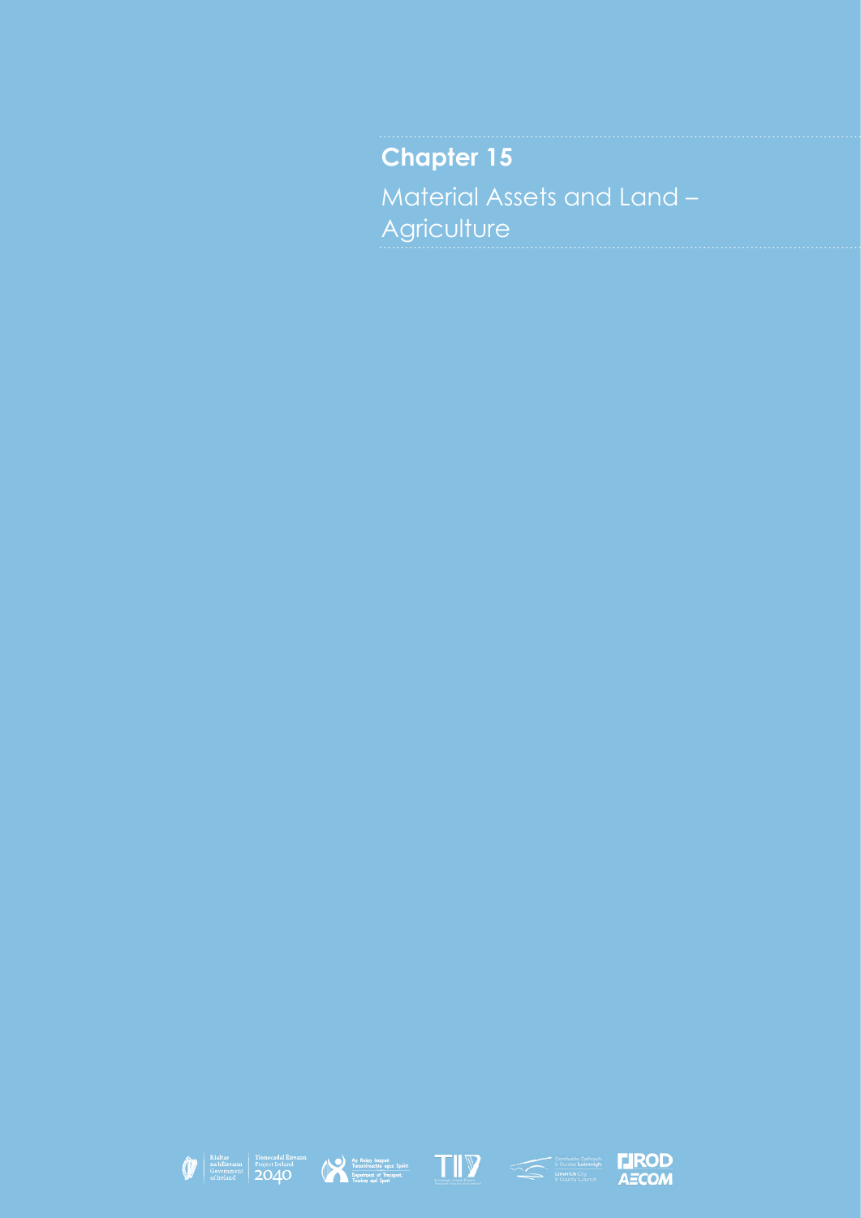# Chapter 15

## Material Assets and Land – Agriculture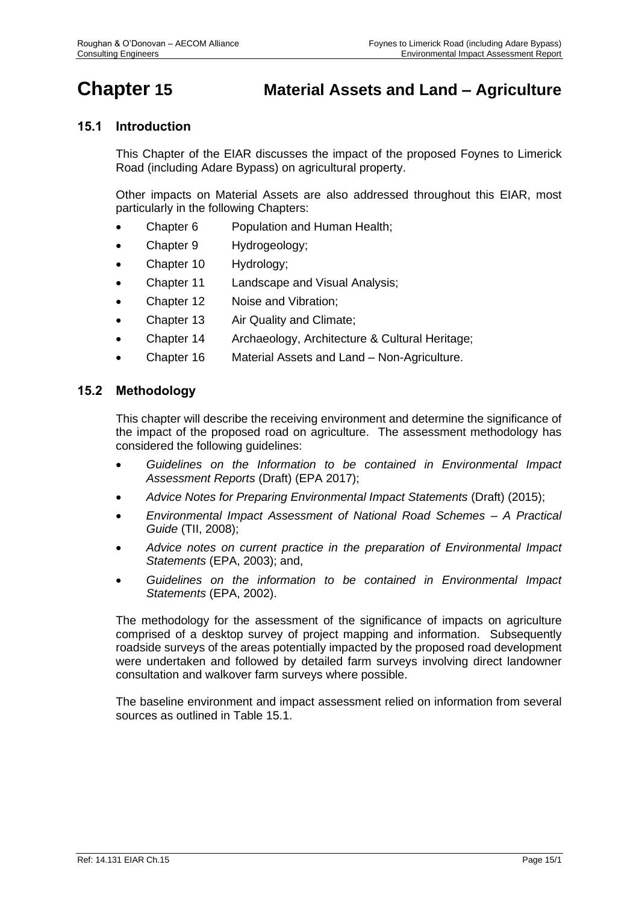# Chapter 15 Material Assets and Land – Agriculture

## 15.1 Introduction

This Chapter of the EIAR discusses the impact of the proposed Foynes to Limerick Road (including Adare Bypass) on agricultural property.

Other impacts on Material Assets are also addressed throughout this EIAR, most particularly in the following Chapters:

- Chapter 6 Population and Human Health;
- Chapter 9 Hydrogeology;
- Chapter 10 Hydrology;
- Chapter 11 Landscape and Visual Analysis;
- Chapter 12 Noise and Vibration;
- Chapter 13 Air Quality and Climate;
- Chapter 14 Archaeology, Architecture & Cultural Heritage;
- Chapter 16 Material Assets and Land – Non-Agriculture.

## 15.2 Methodology

This chapter will describe the receiving environment and determine the significance of the impact of the proposed road on agriculture. The assessment methodology has considered the following guidelines:

- *Guidelines on the Information to be contained in Environmental Impact Assessment Reports* (Draft) (EPA 2017);
- *Advice Notes for Preparing Environmental Impact Statements* (Draft) (2015);
- *Environmental Impact Assessment of National Road Schemes – A Practical Guide* (TII, 2008);
- *Advice notes on current practice in the preparation of Environmental Impact Statements* (EPA, 2003); and,
- *Guidelines on the information to be contained in Environmental Impact Statements* (EPA, 2002).

The methodology for the assessment of the significance of impacts on agriculture comprised of a desktop survey of project mapping and information. Subsequently roadside surveys of the areas potentially impacted by the proposed road development were undertaken and followed by detailed farm surveys involving direct landowner consultation and walkover farm surveys where possible.

The baseline environment and impact assessment relied on information from several sources as outlined in Table 15.1.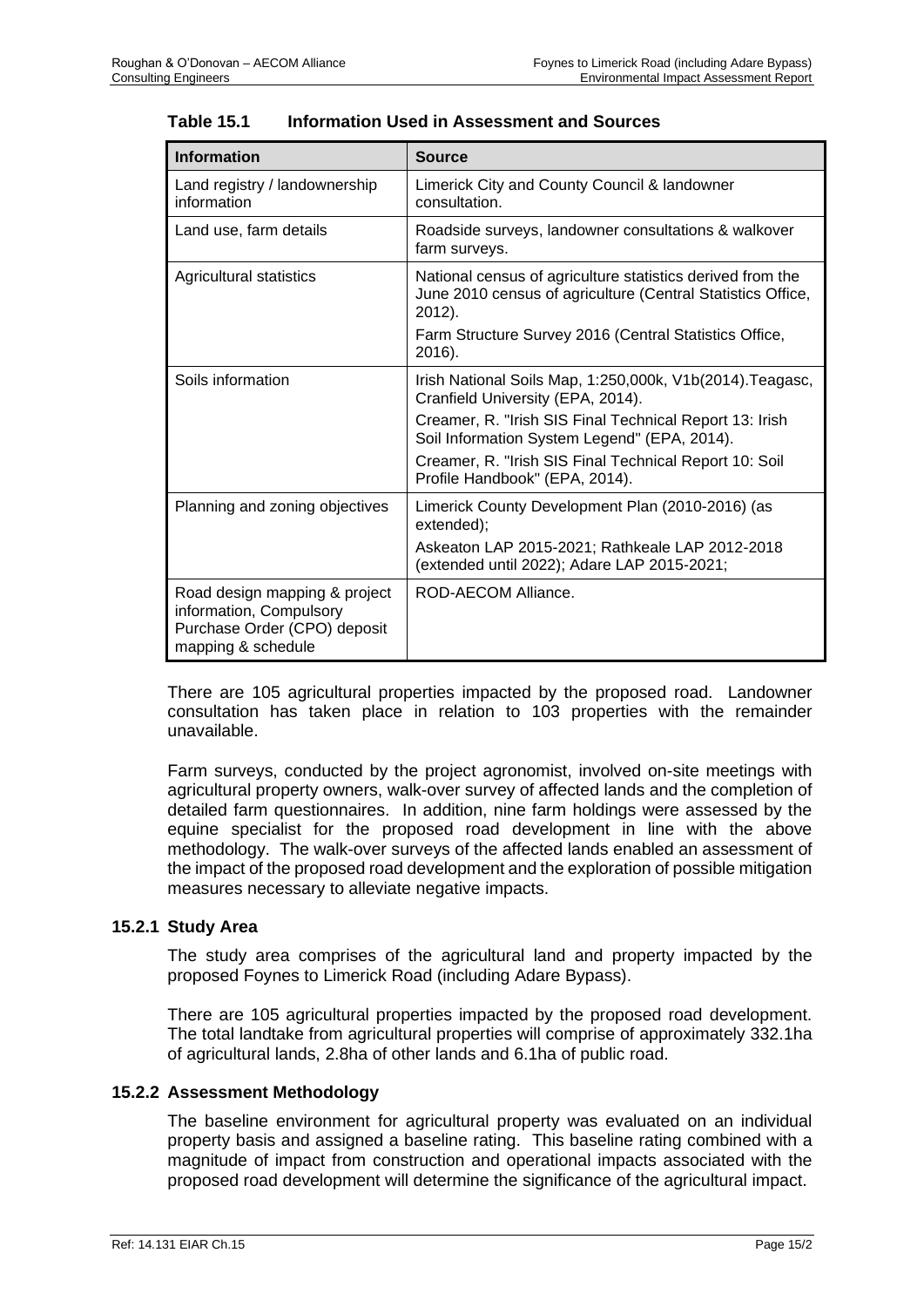**Table 15.1 Information Used in Assessment and Sources**

| Information | Source |
|---|---|
| Land registry / landownership information | Limerick City and County Council & landowner consultation. |
| Land use, farm details | Roadside surveys, landowner consultations & walkover farm surveys. |
| Agricultural statistics | National census of agriculture statistics derived from the June 2010 census of agriculture (Central Statistics Office, 2012).<br>Farm Structure Survey 2016 (Central Statistics Office, 2016). |
| Soils information | Irish National Soils Map, 1:250,000k, V1b(2014).Teagasc, Cranfield University (EPA, 2014).<br>Creamer, R. "Irish SIS Final Technical Report 13: Irish Soil Information System Legend" (EPA, 2014).<br>Creamer, R. "Irish SIS Final Technical Report 10: Soil Profile Handbook" (EPA, 2014). |
| Planning and zoning objectives | Limerick County Development Plan (2010-2016) (as extended);<br>Askeaton LAP 2015-2021; Rathkeale LAP 2012-2018 (extended until 2022); Adare LAP 2015-2021; |
| Road design mapping & project information, Compulsory Purchase Order (CPO) deposit mapping & schedule | ROD-AECOM Alliance. |

There are 105 agricultural properties impacted by the proposed road. Landowner consultation has taken place in relation to 103 properties with the remainder unavailable.

Farm surveys, conducted by the project agronomist, involved on-site meetings with agricultural property owners, walk-over survey of affected lands and the completion of detailed farm questionnaires. In addition, nine farm holdings were assessed by the equine specialist for the proposed road development in line with the above methodology. The walk-over surveys of the affected lands enabled an assessment of the impact of the proposed road development and the exploration of possible mitigation measures necessary to alleviate negative impacts.

### 15.2.1 Study Area

The study area comprises of the agricultural land and property impacted by the proposed Foynes to Limerick Road (including Adare Bypass).

There are 105 agricultural properties impacted by the proposed road development. The total landtake from agricultural properties will comprise of approximately 332.1ha of agricultural lands, 2.8ha of other lands and 6.1ha of public road.

### 15.2.2 Assessment Methodology

The baseline environment for agricultural property was evaluated on an individual property basis and assigned a baseline rating. This baseline rating combined with a magnitude of impact from construction and operational impacts associated with the proposed road development will determine the significance of the agricultural impact.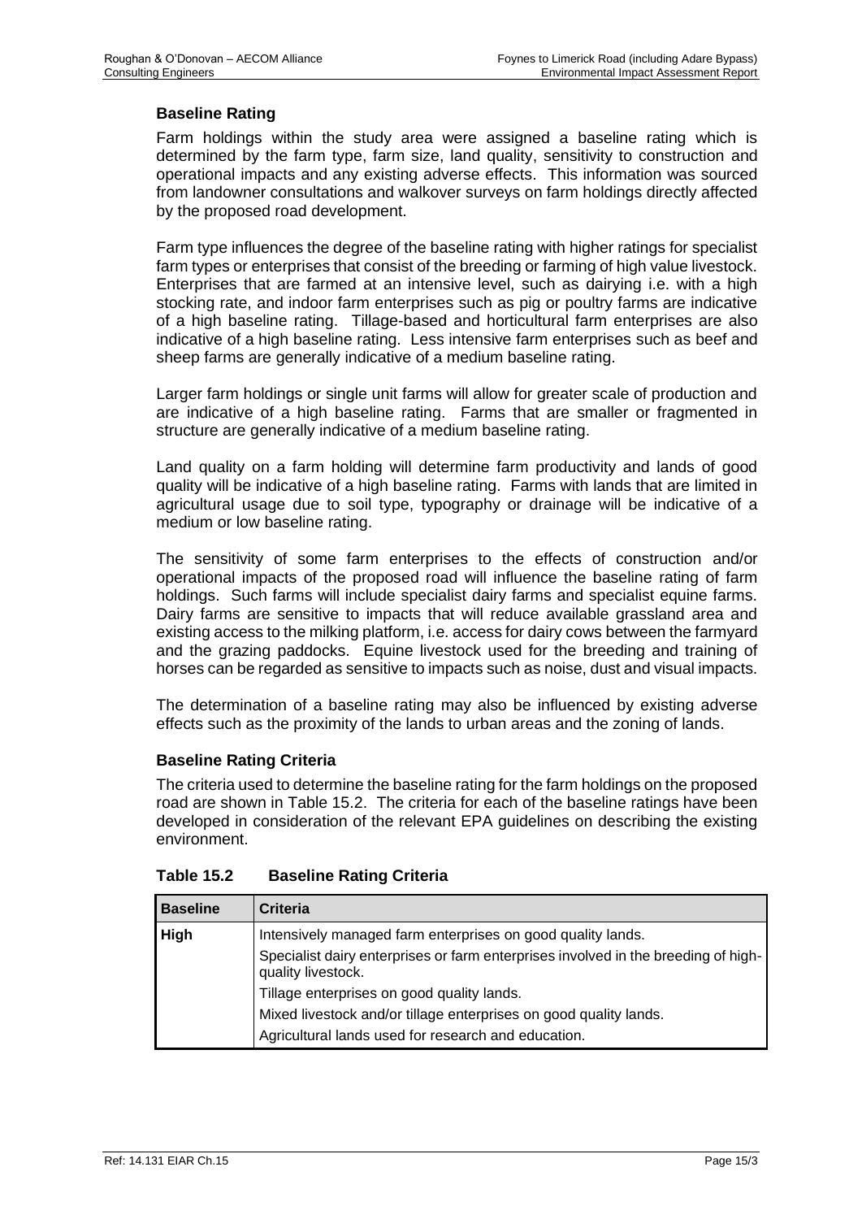### Baseline Rating

Farm holdings within the study area were assigned a baseline rating which is determined by the farm type, farm size, land quality, sensitivity to construction and operational impacts and any existing adverse effects. This information was sourced from landowner consultations and walkover surveys on farm holdings directly affected by the proposed road development.

Farm type influences the degree of the baseline rating with higher ratings for specialist farm types or enterprises that consist of the breeding or farming of high value livestock. Enterprises that are farmed at an intensive level, such as dairying i.e. with a high stocking rate, and indoor farm enterprises such as pig or poultry farms are indicative of a high baseline rating. Tillage-based and horticultural farm enterprises are also indicative of a high baseline rating. Less intensive farm enterprises such as beef and sheep farms are generally indicative of a medium baseline rating.

Larger farm holdings or single unit farms will allow for greater scale of production and are indicative of a high baseline rating. Farms that are smaller or fragmented in structure are generally indicative of a medium baseline rating.

Land quality on a farm holding will determine farm productivity and lands of good quality will be indicative of a high baseline rating. Farms with lands that are limited in agricultural usage due to soil type, typography or drainage will be indicative of a medium or low baseline rating.

The sensitivity of some farm enterprises to the effects of construction and/or operational impacts of the proposed road will influence the baseline rating of farm holdings. Such farms will include specialist dairy farms and specialist equine farms. Dairy farms are sensitive to impacts that will reduce available grassland area and existing access to the milking platform, i.e. access for dairy cows between the farmyard and the grazing paddocks. Equine livestock used for the breeding and training of horses can be regarded as sensitive to impacts such as noise, dust and visual impacts.

The determination of a baseline rating may also be influenced by existing adverse effects such as the proximity of the lands to urban areas and the zoning of lands.

### Baseline Rating Criteria

The criteria used to determine the baseline rating for the farm holdings on the proposed road are shown in Table 15.2. The criteria for each of the baseline ratings have been developed in consideration of the relevant EPA guidelines on describing the existing environment.

**Table 15.2 Baseline Rating Criteria**

| Baseline | Criteria |
|---|---|
| **High** | Intensively managed farm enterprises on good quality lands. |
| | Specialist dairy enterprises or farm enterprises involved in the breeding of high-quality livestock. |
| | Tillage enterprises on good quality lands. |
| | Mixed livestock and/or tillage enterprises on good quality lands. |
| | Agricultural lands used for research and education. |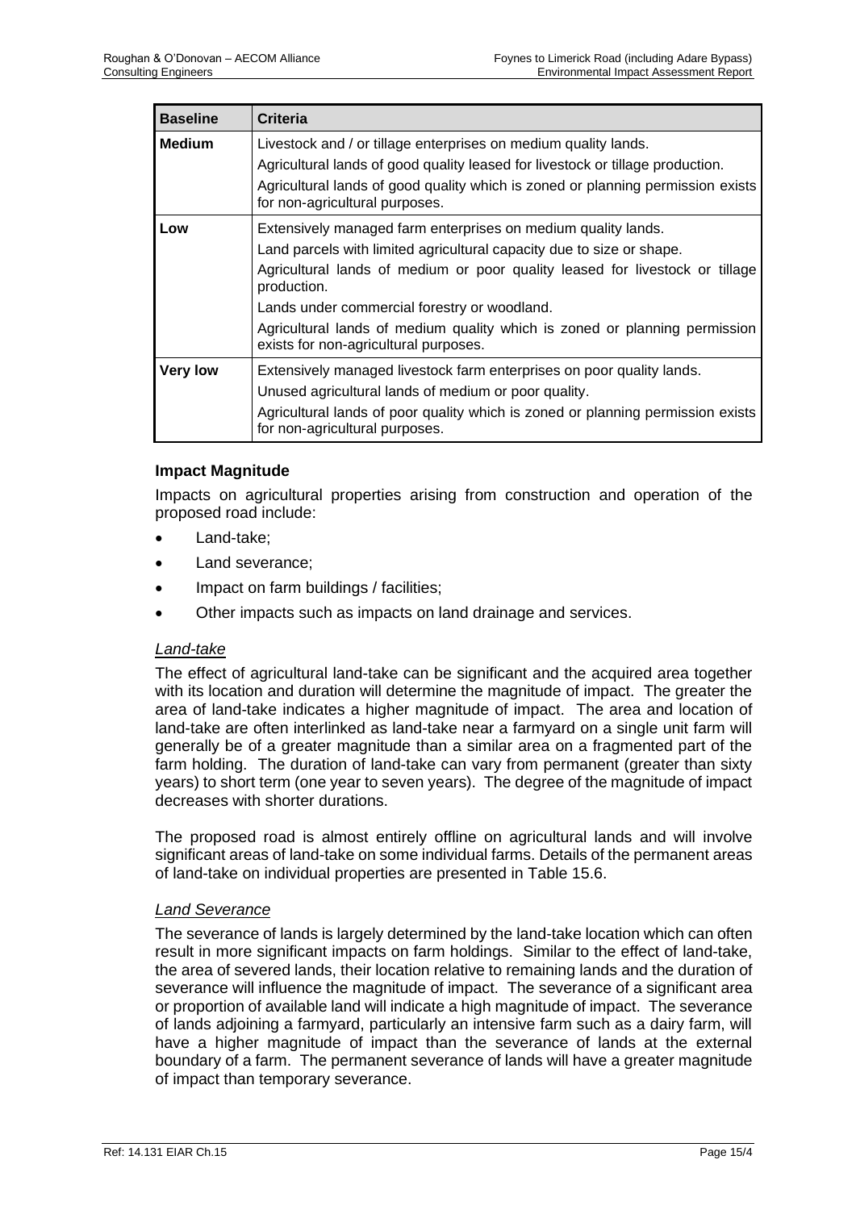| Baseline | Criteria |
| --- | --- |
| **Medium** | Livestock and / or tillage enterprises on medium quality lands.<br>Agricultural lands of good quality leased for livestock or tillage production.<br>Agricultural lands of good quality which is zoned or planning permission exists for non-agricultural purposes. |
| **Low** | Extensively managed farm enterprises on medium quality lands.<br>Land parcels with limited agricultural capacity due to size or shape.<br>Agricultural lands of medium or poor quality leased for livestock or tillage production.<br>Lands under commercial forestry or woodland.<br>Agricultural lands of medium quality which is zoned or planning permission exists for non-agricultural purposes. |
| **Very low** | Extensively managed livestock farm enterprises on poor quality lands.<br>Unused agricultural lands of medium or poor quality.<br>Agricultural lands of poor quality which is zoned or planning permission exists for non-agricultural purposes. |

#### Impact Magnitude

Impacts on agricultural properties arising from construction and operation of the proposed road include:

- Land-take;
- Land severance;
- Impact on farm buildings / facilities;
- Other impacts such as impacts on land drainage and services.

*Land-take*

The effect of agricultural land-take can be significant and the acquired area together with its location and duration will determine the magnitude of impact. The greater the area of land-take indicates a higher magnitude of impact. The area and location of land-take are often interlinked as land-take near a farmyard on a single unit farm will generally be of a greater magnitude than a similar area on a fragmented part of the farm holding. The duration of land-take can vary from permanent (greater than sixty years) to short term (one year to seven years). The degree of the magnitude of impact decreases with shorter durations.

The proposed road is almost entirely offline on agricultural lands and will involve significant areas of land-take on some individual farms. Details of the permanent areas of land-take on individual properties are presented in Table 15.6.

*Land Severance*

The severance of lands is largely determined by the land-take location which can often result in more significant impacts on farm holdings. Similar to the effect of land-take, the area of severed lands, their location relative to remaining lands and the duration of severance will influence the magnitude of impact. The severance of a significant area or proportion of available land will indicate a high magnitude of impact. The severance of lands adjoining a farmyard, particularly an intensive farm such as a dairy farm, will have a higher magnitude of impact than the severance of lands at the external boundary of a farm. The permanent severance of lands will have a greater magnitude of impact than temporary severance.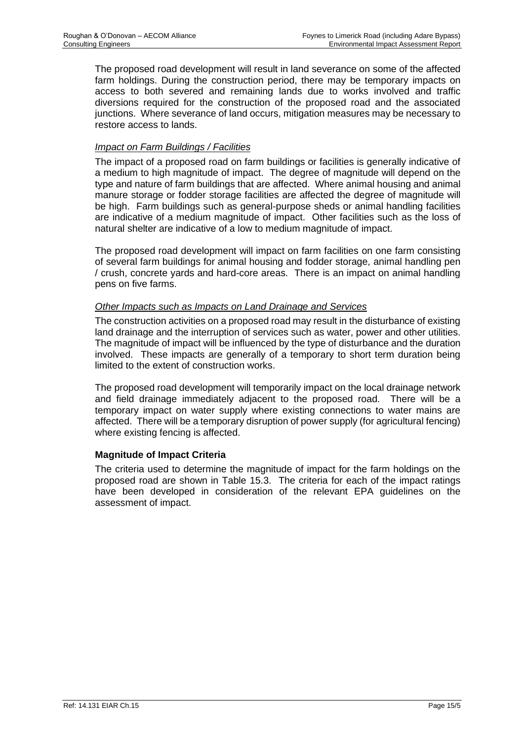The proposed road development will result in land severance on some of the affected farm holdings. During the construction period, there may be temporary impacts on access to both severed and remaining lands due to works involved and traffic diversions required for the construction of the proposed road and the associated junctions. Where severance of land occurs, mitigation measures may be necessary to restore access to lands.

*Impact on Farm Buildings / Facilities*

The impact of a proposed road on farm buildings or facilities is generally indicative of a medium to high magnitude of impact. The degree of magnitude will depend on the type and nature of farm buildings that are affected. Where animal housing and animal manure storage or fodder storage facilities are affected the degree of magnitude will be high. Farm buildings such as general-purpose sheds or animal handling facilities are indicative of a medium magnitude of impact. Other facilities such as the loss of natural shelter are indicative of a low to medium magnitude of impact.

The proposed road development will impact on farm facilities on one farm consisting of several farm buildings for animal housing and fodder storage, animal handling pen / crush, concrete yards and hard-core areas. There is an impact on animal handling pens on five farms.

*Other Impacts such as Impacts on Land Drainage and Services*

The construction activities on a proposed road may result in the disturbance of existing land drainage and the interruption of services such as water, power and other utilities. The magnitude of impact will be influenced by the type of disturbance and the duration involved. These impacts are generally of a temporary to short term duration being limited to the extent of construction works.

The proposed road development will temporarily impact on the local drainage network and field drainage immediately adjacent to the proposed road. There will be a temporary impact on water supply where existing connections to water mains are affected. There will be a temporary disruption of power supply (for agricultural fencing) where existing fencing is affected.

**Magnitude of Impact Criteria**

The criteria used to determine the magnitude of impact for the farm holdings on the proposed road are shown in Table 15.3. The criteria for each of the impact ratings have been developed in consideration of the relevant EPA guidelines on the assessment of impact.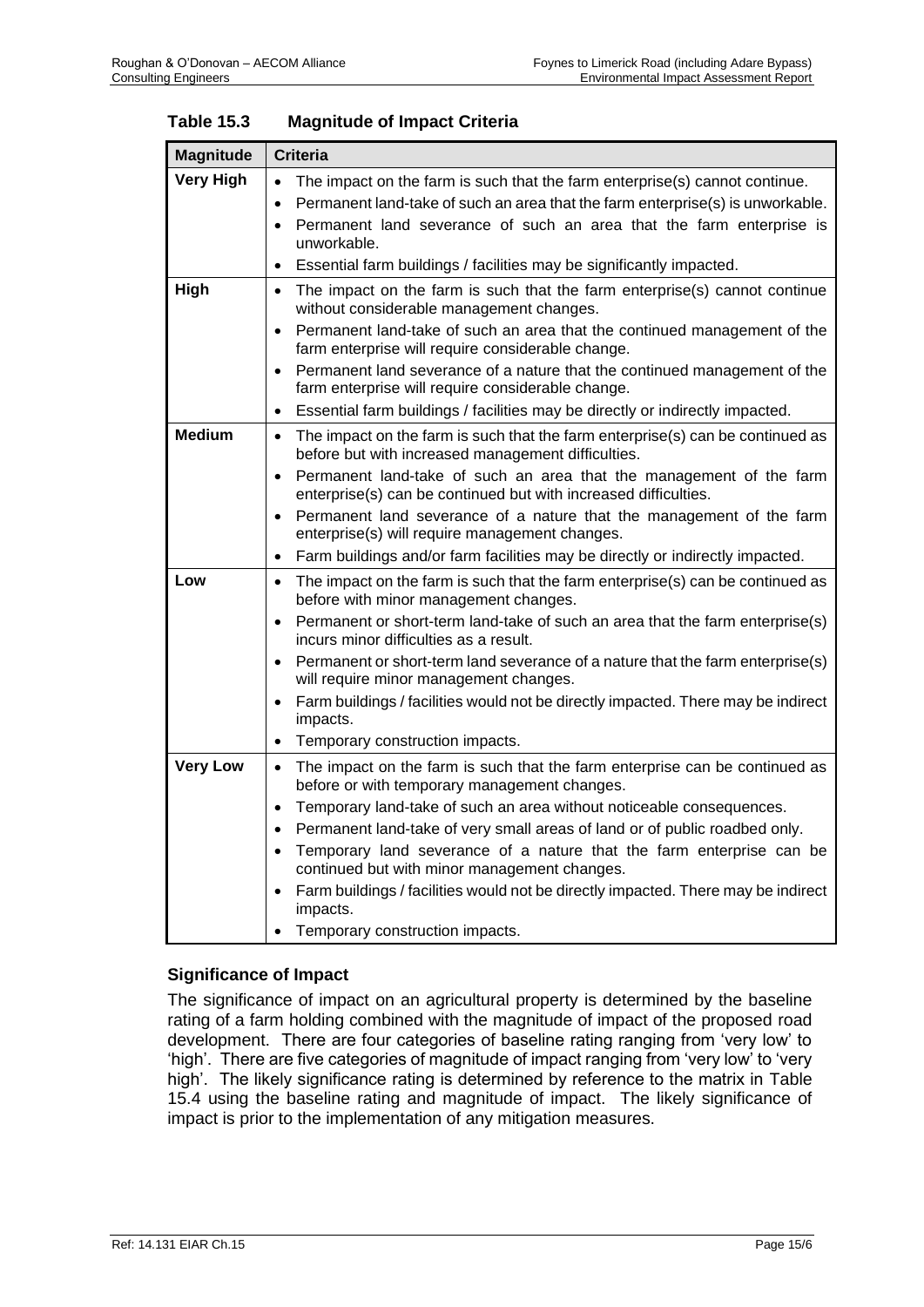**Table 15.3 Magnitude of Impact Criteria**

| Magnitude | Criteria |
|---|---|
| **Very High** | • The impact on the farm is such that the farm enterprise(s) cannot continue.<br>• Permanent land-take of such an area that the farm enterprise(s) is unworkable.<br>• Permanent land severance of such an area that the farm enterprise is unworkable.<br>• Essential farm buildings / facilities may be significantly impacted. |
| **High** | • The impact on the farm is such that the farm enterprise(s) cannot continue without considerable management changes.<br>• Permanent land-take of such an area that the continued management of the farm enterprise will require considerable change.<br>• Permanent land severance of a nature that the continued management of the farm enterprise will require considerable change.<br>• Essential farm buildings / facilities may be directly or indirectly impacted. |
| **Medium** | • The impact on the farm is such that the farm enterprise(s) can be continued as before but with increased management difficulties.<br>• Permanent land-take of such an area that the management of the farm enterprise(s) can be continued but with increased difficulties.<br>• Permanent land severance of a nature that the management of the farm enterprise(s) will require management changes.<br>• Farm buildings and/or farm facilities may be directly or indirectly impacted. |
| **Low** | • The impact on the farm is such that the farm enterprise(s) can be continued as before with minor management changes.<br>• Permanent or short-term land-take of such an area that the farm enterprise(s) incurs minor difficulties as a result.<br>• Permanent or short-term land severance of a nature that the farm enterprise(s) will require minor management changes.<br>• Farm buildings / facilities would not be directly impacted. There may be indirect impacts.<br>• Temporary construction impacts. |
| **Very Low** | • The impact on the farm is such that the farm enterprise can be continued as before or with temporary management changes.<br>• Temporary land-take of such an area without noticeable consequences.<br>• Permanent land-take of very small areas of land or of public roadbed only.<br>• Temporary land severance of a nature that the farm enterprise can be continued but with minor management changes.<br>• Farm buildings / facilities would not be directly impacted. There may be indirect impacts.<br>• Temporary construction impacts. |

### Significance of Impact

The significance of impact on an agricultural property is determined by the baseline rating of a farm holding combined with the magnitude of impact of the proposed road development. There are four categories of baseline rating ranging from 'very low' to 'high'. There are five categories of magnitude of impact ranging from 'very low' to 'very high'. The likely significance rating is determined by reference to the matrix in Table 15.4 using the baseline rating and magnitude of impact. The likely significance of impact is prior to the implementation of any mitigation measures.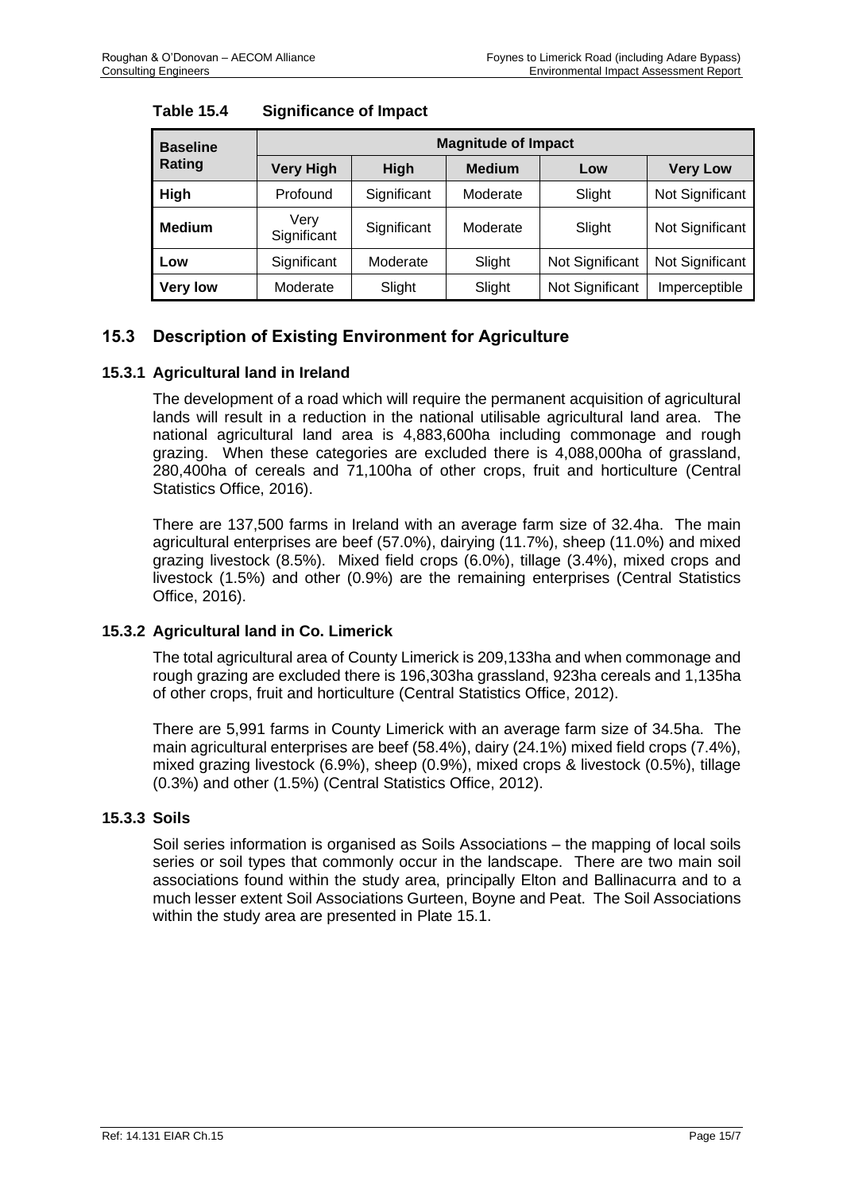**Table 15.4 Significance of Impact**

| Baseline Rating | Magnitude of Impact | | | | |
|---|---|---|---|---|---|
| | **Very High** | **High** | **Medium** | **Low** | **Very Low** |
| **High** | Profound | Significant | Moderate | Slight | Not Significant |
| **Medium** | Very Significant | Significant | Moderate | Slight | Not Significant |
| **Low** | Significant | Moderate | Slight | Not Significant | Not Significant |
| **Very low** | Moderate | Slight | Slight | Not Significant | Imperceptible |

## 15.3 Description of Existing Environment for Agriculture

### 15.3.1 Agricultural land in Ireland

The development of a road which will require the permanent acquisition of agricultural lands will result in a reduction in the national utilisable agricultural land area. The national agricultural land area is 4,883,600ha including commonage and rough grazing. When these categories are excluded there is 4,088,000ha of grassland, 280,400ha of cereals and 71,100ha of other crops, fruit and horticulture (Central Statistics Office, 2016).

There are 137,500 farms in Ireland with an average farm size of 32.4ha. The main agricultural enterprises are beef (57.0%), dairying (11.7%), sheep (11.0%) and mixed grazing livestock (8.5%). Mixed field crops (6.0%), tillage (3.4%), mixed crops and livestock (1.5%) and other (0.9%) are the remaining enterprises (Central Statistics Office, 2016).

### 15.3.2 Agricultural land in Co. Limerick

The total agricultural area of County Limerick is 209,133ha and when commonage and rough grazing are excluded there is 196,303ha grassland, 923ha cereals and 1,135ha of other crops, fruit and horticulture (Central Statistics Office, 2012).

There are 5,991 farms in County Limerick with an average farm size of 34.5ha. The main agricultural enterprises are beef (58.4%), dairy (24.1%) mixed field crops (7.4%), mixed grazing livestock (6.9%), sheep (0.9%), mixed crops & livestock (0.5%), tillage (0.3%) and other (1.5%) (Central Statistics Office, 2012).

### 15.3.3 Soils

Soil series information is organised as Soils Associations – the mapping of local soils series or soil types that commonly occur in the landscape. There are two main soil associations found within the study area, principally Elton and Ballinacurra and to a much lesser extent Soil Associations Gurteen, Boyne and Peat. The Soil Associations within the study area are presented in Plate 15.1.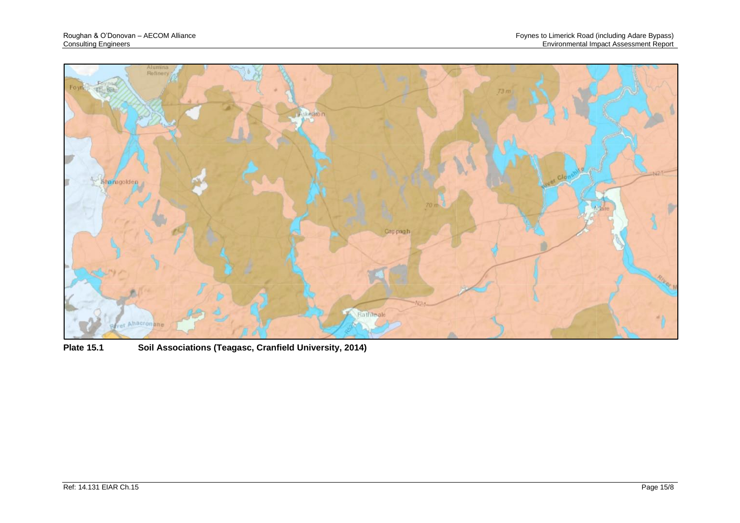**Plate 15.1 Soil Associations (Teagasc, Cranfield University, 2014)**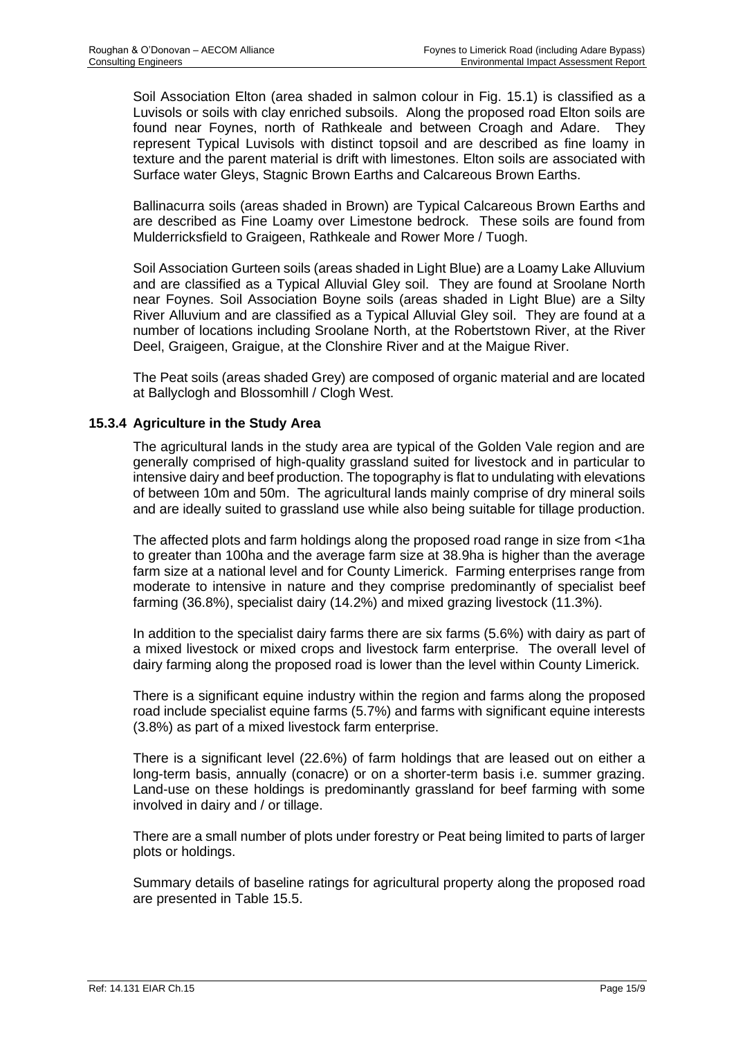Soil Association Elton (area shaded in salmon colour in Fig. 15.1) is classified as a Luvisols or soils with clay enriched subsoils. Along the proposed road Elton soils are found near Foynes, north of Rathkeale and between Croagh and Adare. They represent Typical Luvisols with distinct topsoil and are described as fine loamy in texture and the parent material is drift with limestones. Elton soils are associated with Surface water Gleys, Stagnic Brown Earths and Calcareous Brown Earths.

Ballinacurra soils (areas shaded in Brown) are Typical Calcareous Brown Earths and are described as Fine Loamy over Limestone bedrock. These soils are found from Mulderricksfield to Graigeen, Rathkeale and Rower More / Tuogh.

Soil Association Gurteen soils (areas shaded in Light Blue) are a Loamy Lake Alluvium and are classified as a Typical Alluvial Gley soil. They are found at Sroolane North near Foynes. Soil Association Boyne soils (areas shaded in Light Blue) are a Silty River Alluvium and are classified as a Typical Alluvial Gley soil. They are found at a number of locations including Sroolane North, at the Robertstown River, at the River Deel, Graigeen, Graigue, at the Clonshire River and at the Maigue River.

The Peat soils (areas shaded Grey) are composed of organic material and are located at Ballyclogh and Blossomhill / Clogh West.

### 15.3.4 Agriculture in the Study Area

The agricultural lands in the study area are typical of the Golden Vale region and are generally comprised of high-quality grassland suited for livestock and in particular to intensive dairy and beef production. The topography is flat to undulating with elevations of between 10m and 50m. The agricultural lands mainly comprise of dry mineral soils and are ideally suited to grassland use while also being suitable for tillage production.

The affected plots and farm holdings along the proposed road range in size from <1ha to greater than 100ha and the average farm size at 38.9ha is higher than the average farm size at a national level and for County Limerick. Farming enterprises range from moderate to intensive in nature and they comprise predominantly of specialist beef farming (36.8%), specialist dairy (14.2%) and mixed grazing livestock (11.3%).

In addition to the specialist dairy farms there are six farms (5.6%) with dairy as part of a mixed livestock or mixed crops and livestock farm enterprise. The overall level of dairy farming along the proposed road is lower than the level within County Limerick.

There is a significant equine industry within the region and farms along the proposed road include specialist equine farms (5.7%) and farms with significant equine interests (3.8%) as part of a mixed livestock farm enterprise.

There is a significant level (22.6%) of farm holdings that are leased out on either a long-term basis, annually (conacre) or on a shorter-term basis i.e. summer grazing. Land-use on these holdings is predominantly grassland for beef farming with some involved in dairy and / or tillage.

There are a small number of plots under forestry or Peat being limited to parts of larger plots or holdings.

Summary details of baseline ratings for agricultural property along the proposed road are presented in Table 15.5.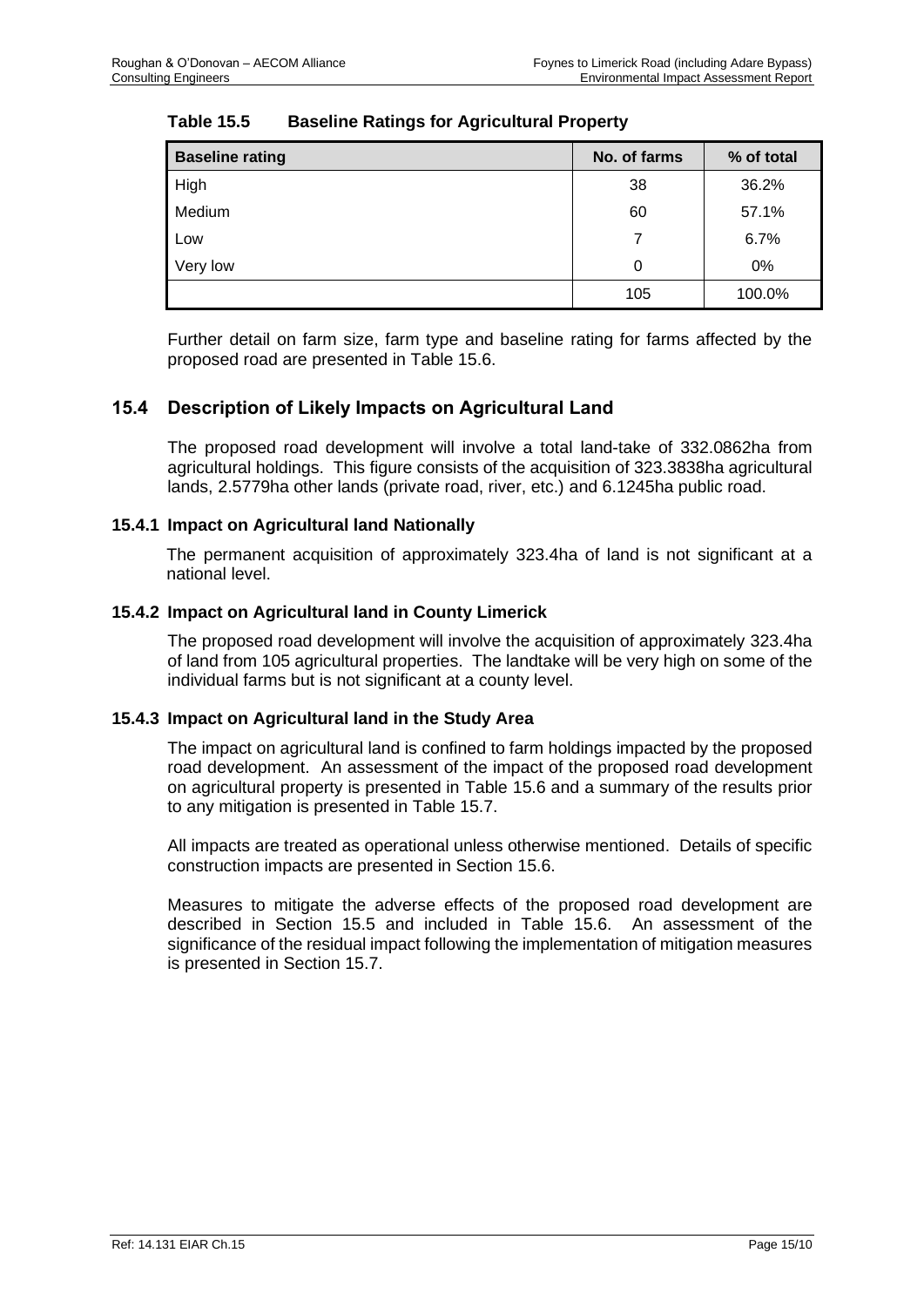**Table 15.5 Baseline Ratings for Agricultural Property**

| Baseline rating | No. of farms | % of total |
|---|---|---|
| High | 38 | 36.2% |
| Medium | 60 | 57.1% |
| Low | 7 | 6.7% |
| Very low | 0 | 0% |
| | 105 | 100.0% |

Further detail on farm size, farm type and baseline rating for farms affected by the proposed road are presented in Table 15.6.

## 15.4 Description of Likely Impacts on Agricultural Land

The proposed road development will involve a total land-take of 332.0862ha from agricultural holdings. This figure consists of the acquisition of 323.3838ha agricultural lands, 2.5779ha other lands (private road, river, etc.) and 6.1245ha public road.

### 15.4.1 Impact on Agricultural land Nationally

The permanent acquisition of approximately 323.4ha of land is not significant at a national level.

### 15.4.2 Impact on Agricultural land in County Limerick

The proposed road development will involve the acquisition of approximately 323.4ha of land from 105 agricultural properties. The landtake will be very high on some of the individual farms but is not significant at a county level.

### 15.4.3 Impact on Agricultural land in the Study Area

The impact on agricultural land is confined to farm holdings impacted by the proposed road development. An assessment of the impact of the proposed road development on agricultural property is presented in Table 15.6 and a summary of the results prior to any mitigation is presented in Table 15.7.

All impacts are treated as operational unless otherwise mentioned. Details of specific construction impacts are presented in Section 15.6.

Measures to mitigate the adverse effects of the proposed road development are described in Section 15.5 and included in Table 15.6. An assessment of the significance of the residual impact following the implementation of mitigation measures is presented in Section 15.7.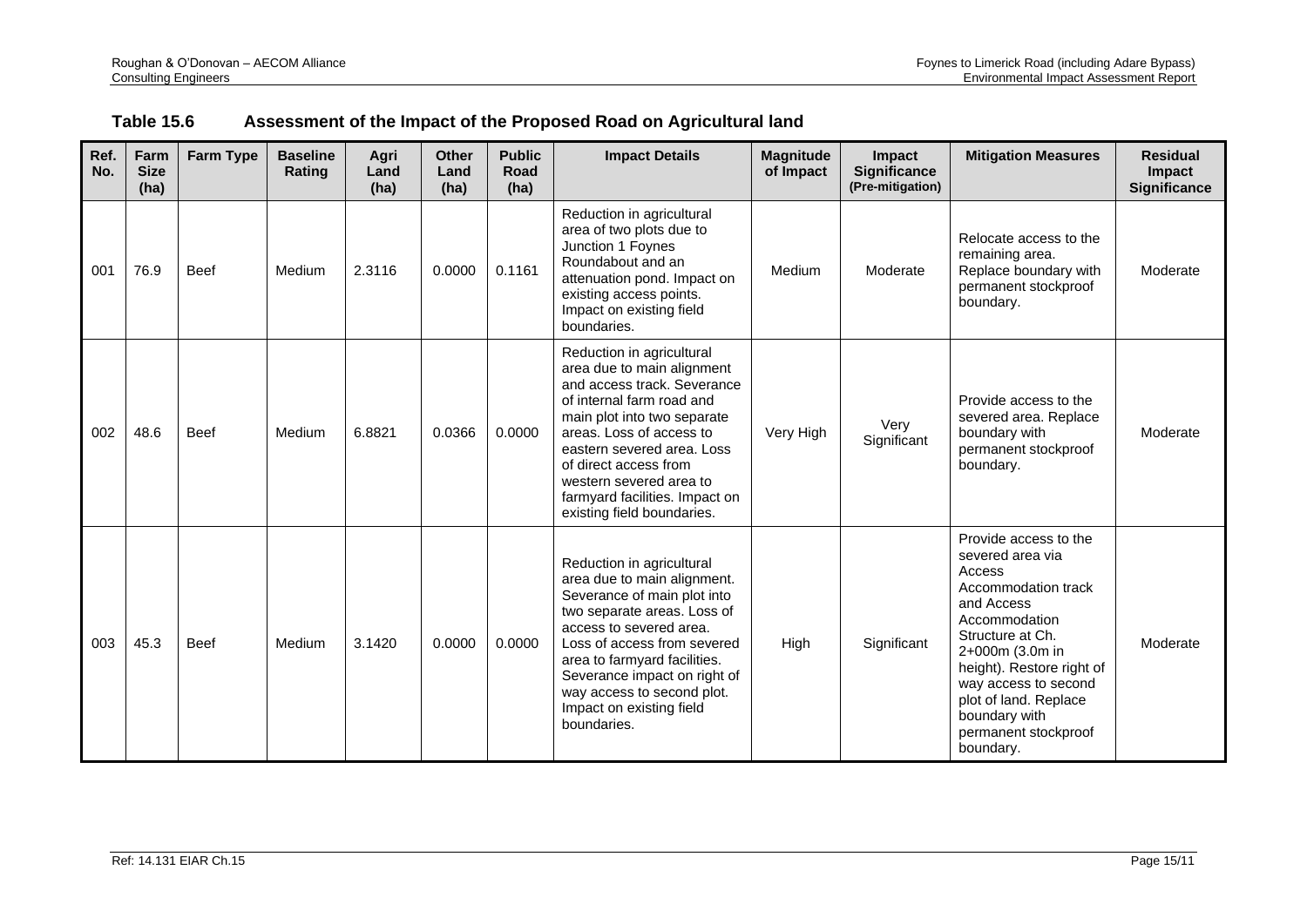**Table 15.6 Assessment of the Impact of the Proposed Road on Agricultural land**

| Ref. No. | Farm Size (ha) | Farm Type | Baseline Rating | Agri Land (ha) | Other Land (ha) | Public Road (ha) | Impact Details | Magnitude of Impact | Impact Significance (Pre-mitigation) | Mitigation Measures | Residual Impact Significance |
|---|---|---|---|---|---|---|---|---|---|---|---|
| 001 | 76.9 | Beef | Medium | 2.3116 | 0.0000 | 0.1161 | Reduction in agricultural area of two plots due to Junction 1 Foynes Roundabout and an attenuation pond. Impact on existing access points. Impact on existing field boundaries. | Medium | Moderate | Relocate access to the remaining area. Replace boundary with permanent stockproof boundary. | Moderate |
| 002 | 48.6 | Beef | Medium | 6.8821 | 0.0366 | 0.0000 | Reduction in agricultural area due to main alignment and access track. Severance of internal farm road and main plot into two separate areas. Loss of access to eastern severed area. Loss of direct access from western severed area to farmyard facilities. Impact on existing field boundaries. | Very High | Very Significant | Provide access to the severed area. Replace boundary with permanent stockproof boundary. | Moderate |
| 003 | 45.3 | Beef | Medium | 3.1420 | 0.0000 | 0.0000 | Reduction in agricultural area due to main alignment. Severance of main plot into two separate areas. Loss of access to severed area. Loss of access from severed area to farmyard facilities. Severance impact on right of way access to second plot. Impact on existing field boundaries. | High | Significant | Provide access to the severed area via Access Accommodation track and Access Accommodation Structure at Ch. 2+000m (3.0m in height). Restore right of way access to second plot of land. Replace boundary with permanent stockproof boundary. | Moderate |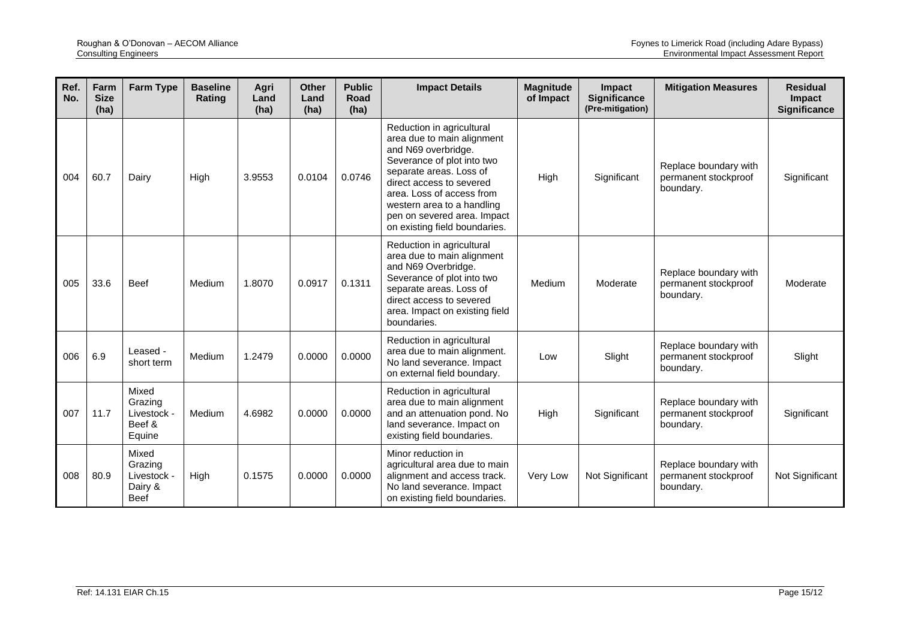| Ref. No. | Farm Size (ha) | Farm Type | Baseline Rating | Agri Land (ha) | Other Land (ha) | Public Road (ha) | Impact Details | Magnitude of Impact | Impact Significance (Pre-mitigation) | Mitigation Measures | Residual Impact Significance |
|---|---|---|---|---|---|---|---|---|---|---|---|
| 004 | 60.7 | Dairy | High | 3.9553 | 0.0104 | 0.0746 | Reduction in agricultural area due to main alignment and N69 overbridge. Severance of plot into two separate areas. Loss of direct access to severed area. Loss of access from western area to a handling pen on severed area. Impact on existing field boundaries. | High | Significant | Replace boundary with permanent stockproof boundary. | Significant |
| 005 | 33.6 | Beef | Medium | 1.8070 | 0.0917 | 0.1311 | Reduction in agricultural area due to main alignment and N69 Overbridge. Severance of plot into two separate areas. Loss of direct access to severed area. Impact on existing field boundaries. | Medium | Moderate | Replace boundary with permanent stockproof boundary. | Moderate |
| 006 | 6.9 | Leased - short term | Medium | 1.2479 | 0.0000 | 0.0000 | Reduction in agricultural area due to main alignment. No land severance. Impact on external field boundary. | Low | Slight | Replace boundary with permanent stockproof boundary. | Slight |
| 007 | 11.7 | Mixed Grazing Livestock - Beef & Equine | Medium | 4.6982 | 0.0000 | 0.0000 | Reduction in agricultural area due to main alignment and an attenuation pond. No land severance. Impact on existing field boundaries. | High | Significant | Replace boundary with permanent stockproof boundary. | Significant |
| 008 | 80.9 | Mixed Grazing Livestock - Dairy & Beef | High | 0.1575 | 0.0000 | 0.0000 | Minor reduction in agricultural area due to main alignment and access track. No land severance. Impact on existing field boundaries. | Very Low | Not Significant | Replace boundary with permanent stockproof boundary. | Not Significant |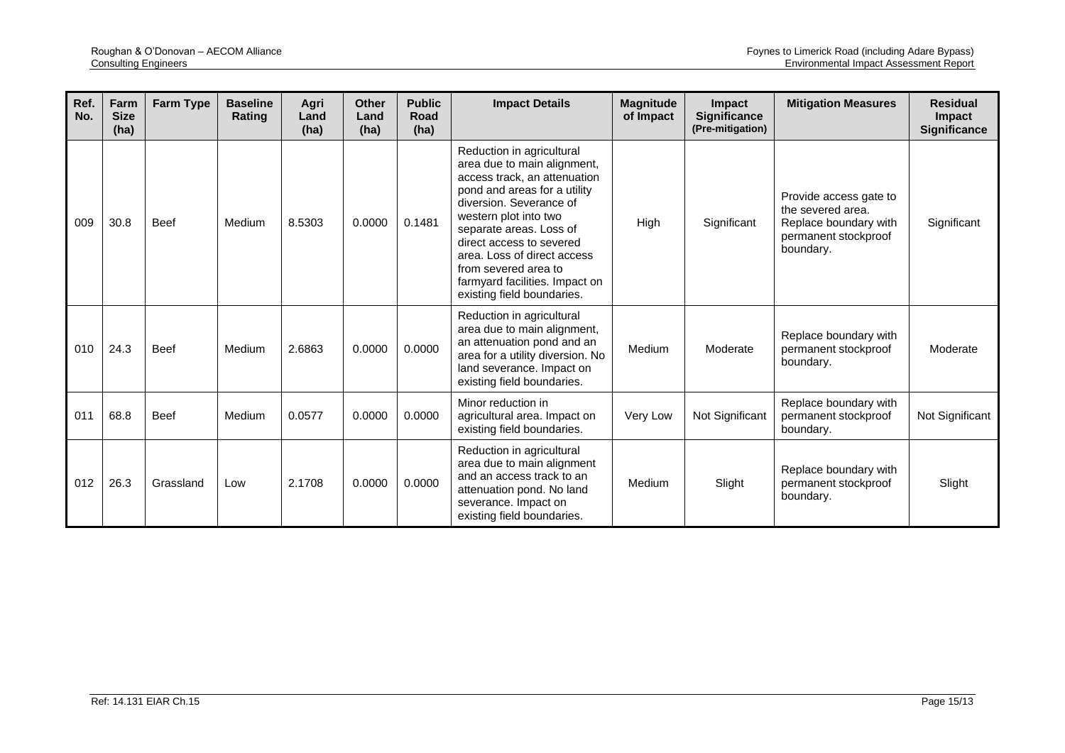| Ref. No. | Farm Size (ha) | Farm Type | Baseline Rating | Agri Land (ha) | Other Land (ha) | Public Road (ha) | Impact Details | Magnitude of Impact | Impact Significance (Pre-mitigation) | Mitigation Measures | Residual Impact Significance |
|---|---|---|---|---|---|---|---|---|---|---|---|
| 009 | 30.8 | Beef | Medium | 8.5303 | 0.0000 | 0.1481 | Reduction in agricultural area due to main alignment, access track, an attenuation pond and areas for a utility diversion. Severance of western plot into two separate areas. Loss of direct access to severed area. Loss of direct access from severed area to farmyard facilities. Impact on existing field boundaries. | High | Significant | Provide access gate to the severed area. Replace boundary with permanent stockproof boundary. | Significant |
| 010 | 24.3 | Beef | Medium | 2.6863 | 0.0000 | 0.0000 | Reduction in agricultural area due to main alignment, an attenuation pond and an area for a utility diversion. No land severance. Impact on existing field boundaries. | Medium | Moderate | Replace boundary with permanent stockproof boundary. | Moderate |
| 011 | 68.8 | Beef | Medium | 0.0577 | 0.0000 | 0.0000 | Minor reduction in agricultural area. Impact on existing field boundaries. | Very Low | Not Significant | Replace boundary with permanent stockproof boundary. | Not Significant |
| 012 | 26.3 | Grassland | Low | 2.1708 | 0.0000 | 0.0000 | Reduction in agricultural area due to main alignment and an access track to an attenuation pond. No land severance. Impact on existing field boundaries. | Medium | Slight | Replace boundary with permanent stockproof boundary. | Slight |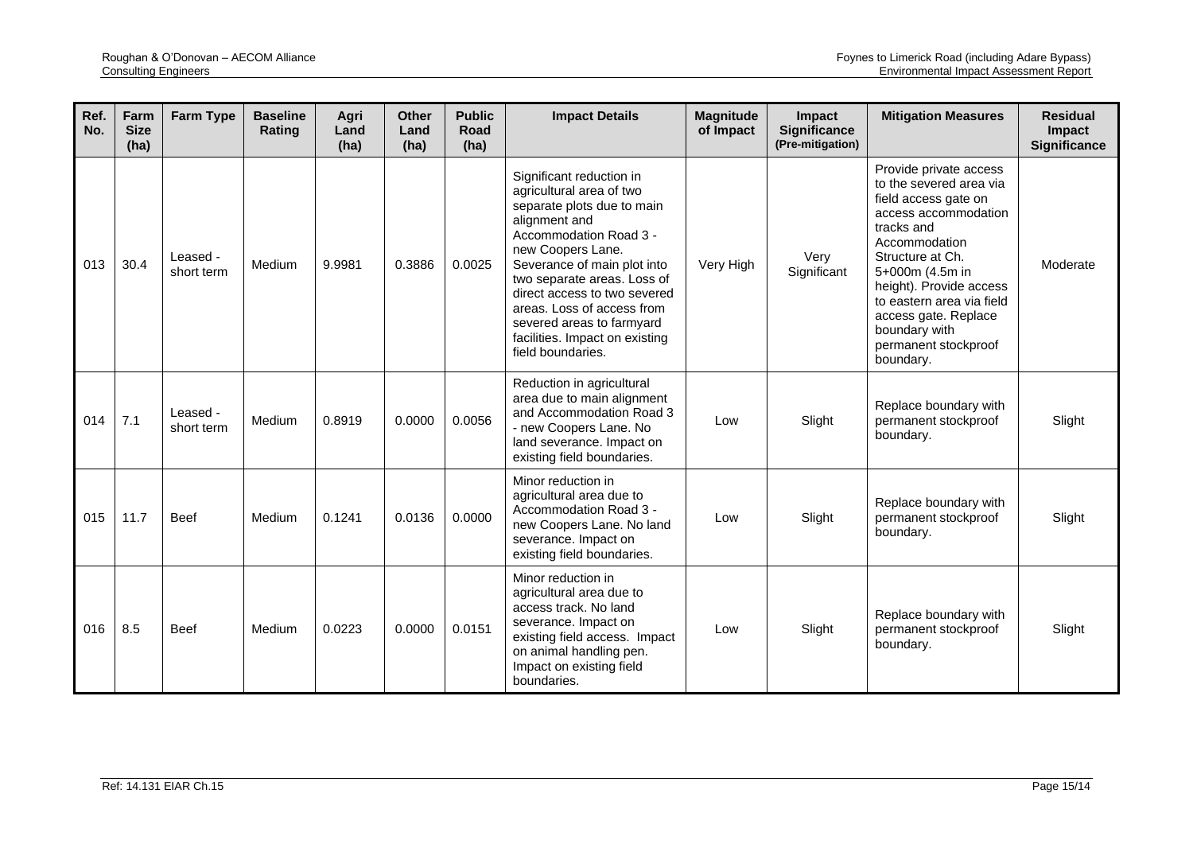| Ref. No. | Farm Size (ha) | Farm Type | Baseline Rating | Agri Land (ha) | Other Land (ha) | Public Road (ha) | Impact Details | Magnitude of Impact | Impact Significance (Pre-mitigation) | Mitigation Measures | Residual Impact Significance |
|---|---|---|---|---|---|---|---|---|---|---|---|
| 013 | 30.4 | Leased - short term | Medium | 9.9981 | 0.3886 | 0.0025 | Significant reduction in agricultural area of two separate plots due to main alignment and Accommodation Road 3 - new Coopers Lane. Severance of main plot into two separate areas. Loss of direct access to two severed areas. Loss of access from severed areas to farmyard facilities. Impact on existing field boundaries. | Very High | Very Significant | Provide private access to the severed area via field access gate on access accommodation tracks and Accommodation Structure at Ch. 5+000m (4.5m in height). Provide access to eastern area via field access gate. Replace boundary with permanent stockproof boundary. | Moderate |
| 014 | 7.1 | Leased - short term | Medium | 0.8919 | 0.0000 | 0.0056 | Reduction in agricultural area due to main alignment and Accommodation Road 3 - new Coopers Lane. No land severance. Impact on existing field boundaries. | Low | Slight | Replace boundary with permanent stockproof boundary. | Slight |
| 015 | 11.7 | Beef | Medium | 0.1241 | 0.0136 | 0.0000 | Minor reduction in agricultural area due to Accommodation Road 3 - new Coopers Lane. No land severance. Impact on existing field boundaries. | Low | Slight | Replace boundary with permanent stockproof boundary. | Slight |
| 016 | 8.5 | Beef | Medium | 0.0223 | 0.0000 | 0.0151 | Minor reduction in agricultural area due to access track. No land severance. Impact on existing field access. Impact on animal handling pen. Impact on existing field boundaries. | Low | Slight | Replace boundary with permanent stockproof boundary. | Slight |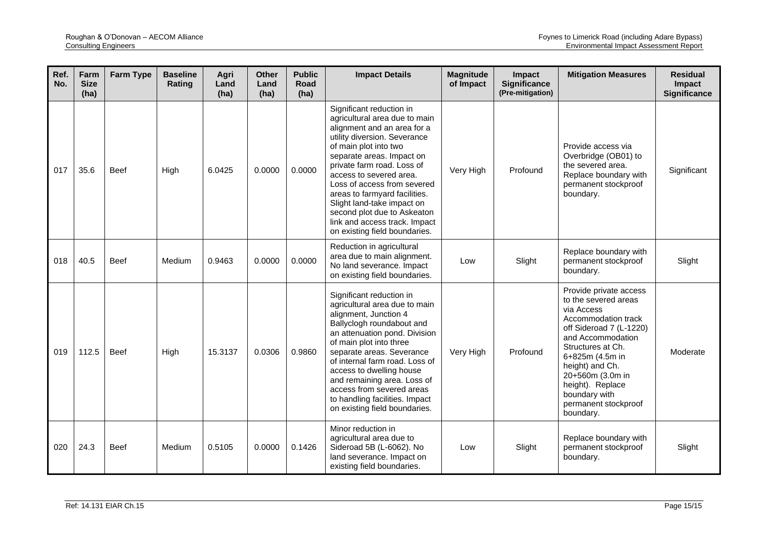| Ref. No. | Farm Size (ha) | Farm Type | Baseline Rating | Agri Land (ha) | Other Land (ha) | Public Road (ha) | Impact Details | Magnitude of Impact | Impact Significance (Pre-mitigation) | Mitigation Measures | Residual Impact Significance |
|---|---|---|---|---|---|---|---|---|---|---|---|
| 017 | 35.6 | Beef | High | 6.0425 | 0.0000 | 0.0000 | Significant reduction in agricultural area due to main alignment and an area for a utility diversion. Severance of main plot into two separate areas. Impact on private farm road. Loss of access to severed area. Loss of access from severed areas to farmyard facilities. Slight land-take impact on second plot due to Askeaton link and access track. Impact on existing field boundaries. | Very High | Profound | Provide access via Overbridge (OB01) to the severed area. Replace boundary with permanent stockproof boundary. | Significant |
| 018 | 40.5 | Beef | Medium | 0.9463 | 0.0000 | 0.0000 | Reduction in agricultural area due to main alignment. No land severance. Impact on existing field boundaries. | Low | Slight | Replace boundary with permanent stockproof boundary. | Slight |
| 019 | 112.5 | Beef | High | 15.3137 | 0.0306 | 0.9860 | Significant reduction in agricultural area due to main alignment, Junction 4 Ballyclogh roundabout and an attenuation pond. Division of main plot into three separate areas. Severance of internal farm road. Loss of access to dwelling house and remaining area. Loss of access from severed areas to handling facilities. Impact on existing field boundaries. | Very High | Profound | Provide private access to the severed areas via Access Accommodation track off Sideroad 7 (L-1220) and Accommodation Structures at Ch. 6+825m (4.5m in height) and Ch. 20+560m (3.0m in height). Replace boundary with permanent stockproof boundary. | Moderate |
| 020 | 24.3 | Beef | Medium | 0.5105 | 0.0000 | 0.1426 | Minor reduction in agricultural area due to Sideroad 5B (L-6062). No land severance. Impact on existing field boundaries. | Low | Slight | Replace boundary with permanent stockproof boundary. | Slight |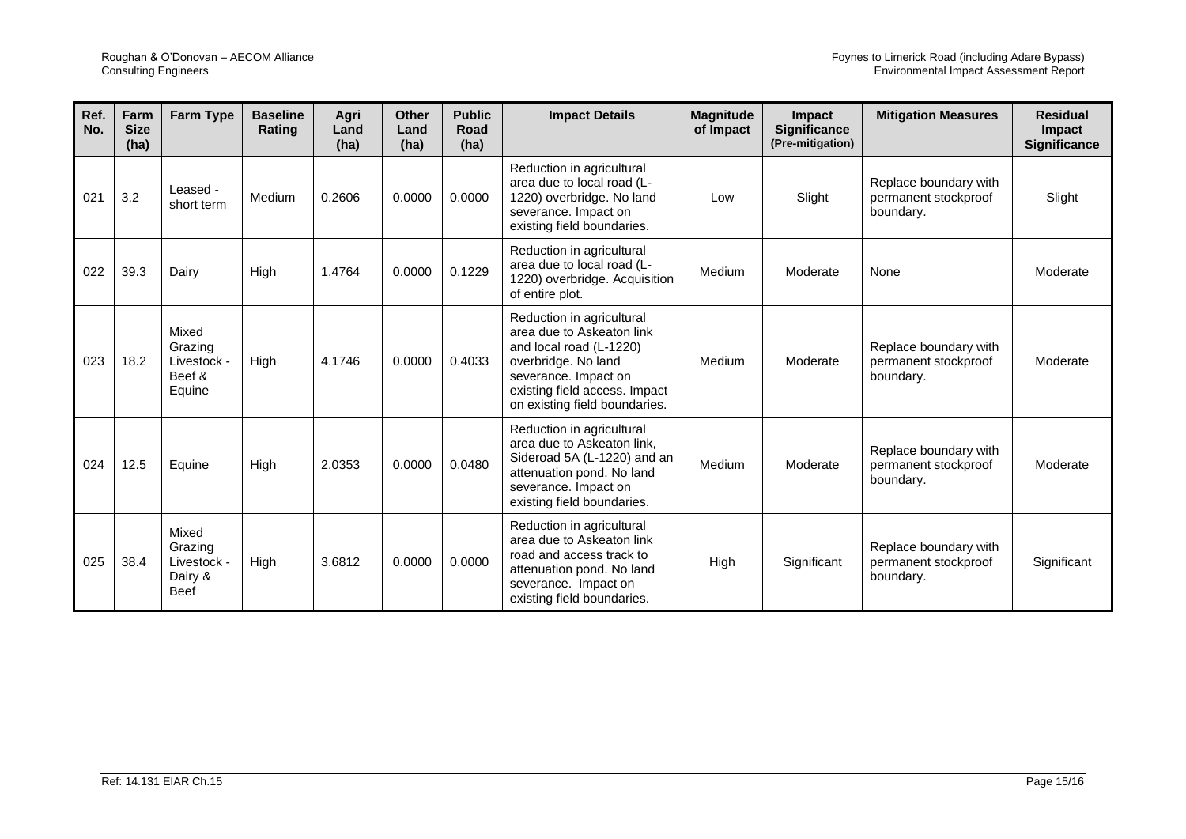| Ref. No. | Farm Size (ha) | Farm Type | Baseline Rating | Agri Land (ha) | Other Land (ha) | Public Road (ha) | Impact Details | Magnitude of Impact | Impact Significance (Pre-mitigation) | Mitigation Measures | Residual Impact Significance |
|---|---|---|---|---|---|---|---|---|---|---|---|
| 021 | 3.2 | Leased - short term | Medium | 0.2606 | 0.0000 | 0.0000 | Reduction in agricultural area due to local road (L-1220) overbridge. No land severance. Impact on existing field boundaries. | Low | Slight | Replace boundary with permanent stockproof boundary. | Slight |
| 022 | 39.3 | Dairy | High | 1.4764 | 0.0000 | 0.1229 | Reduction in agricultural area due to local road (L-1220) overbridge. Acquisition of entire plot. | Medium | Moderate | None | Moderate |
| 023 | 18.2 | Mixed Grazing Livestock - Beef & Equine | High | 4.1746 | 0.0000 | 0.4033 | Reduction in agricultural area due to Askeaton link and local road (L-1220) overbridge. No land severance. Impact on existing field access. Impact on existing field boundaries. | Medium | Moderate | Replace boundary with permanent stockproof boundary. | Moderate |
| 024 | 12.5 | Equine | High | 2.0353 | 0.0000 | 0.0480 | Reduction in agricultural area due to Askeaton link, Sideroad 5A (L-1220) and an attenuation pond. No land severance. Impact on existing field boundaries. | Medium | Moderate | Replace boundary with permanent stockproof boundary. | Moderate |
| 025 | 38.4 | Mixed Grazing Livestock - Dairy & Beef | High | 3.6812 | 0.0000 | 0.0000 | Reduction in agricultural area due to Askeaton link road and access track to attenuation pond. No land severance. Impact on existing field boundaries. | High | Significant | Replace boundary with permanent stockproof boundary. | Significant |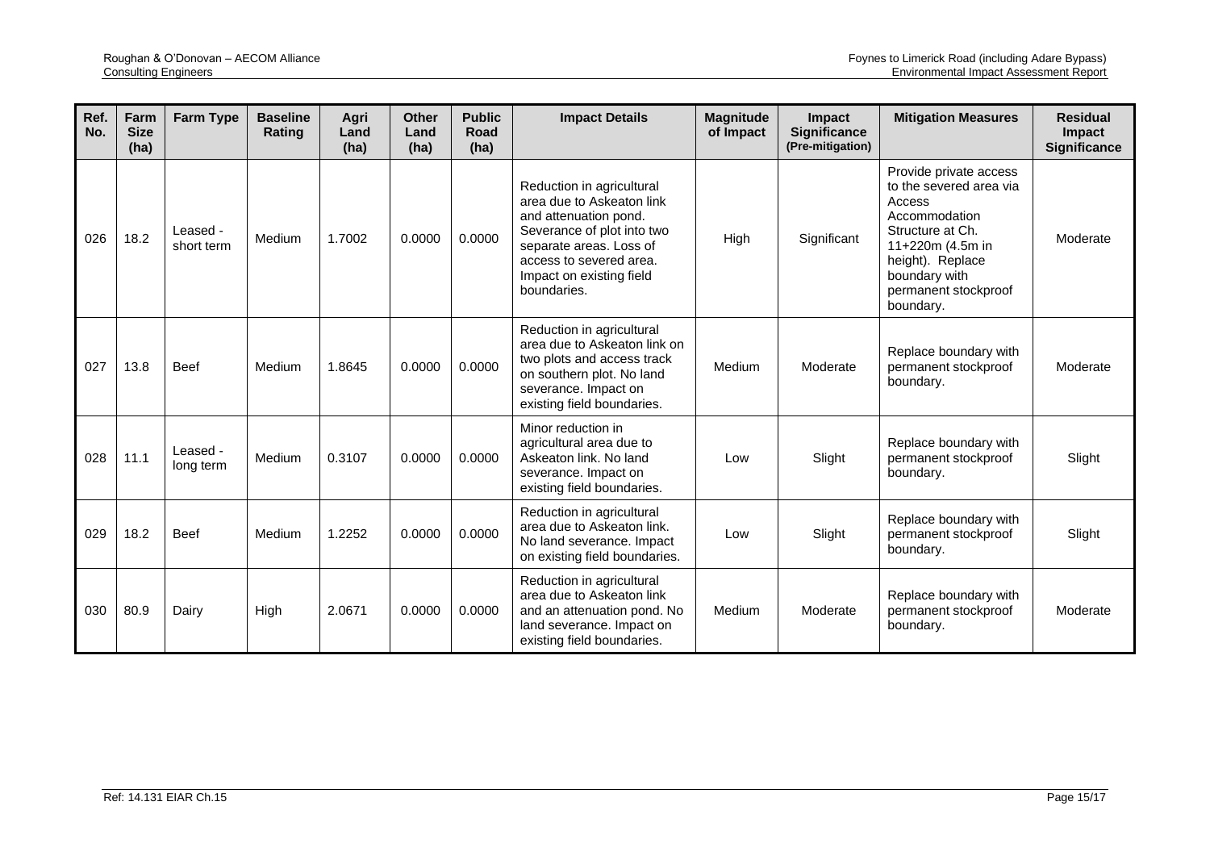| Ref. No. | Farm Size (ha) | Farm Type | Baseline Rating | Agri Land (ha) | Other Land (ha) | Public Road (ha) | Impact Details | Magnitude of Impact | Impact Significance (Pre-mitigation) | Mitigation Measures | Residual Impact Significance |
|---|---|---|---|---|---|---|---|---|---|---|---|
| 026 | 18.2 | Leased - short term | Medium | 1.7002 | 0.0000 | 0.0000 | Reduction in agricultural area due to Askeaton link and attenuation pond. Severance of plot into two separate areas. Loss of access to severed area. Impact on existing field boundaries. | High | Significant | Provide private access to the severed area via Access Accommodation Structure at Ch. 11+220m (4.5m in height). Replace boundary with permanent stockproof boundary. | Moderate |
| 027 | 13.8 | Beef | Medium | 1.8645 | 0.0000 | 0.0000 | Reduction in agricultural area due to Askeaton link on two plots and access track on southern plot. No land severance. Impact on existing field boundaries. | Medium | Moderate | Replace boundary with permanent stockproof boundary. | Moderate |
| 028 | 11.1 | Leased - long term | Medium | 0.3107 | 0.0000 | 0.0000 | Minor reduction in agricultural area due to Askeaton link. No land severance. Impact on existing field boundaries. | Low | Slight | Replace boundary with permanent stockproof boundary. | Slight |
| 029 | 18.2 | Beef | Medium | 1.2252 | 0.0000 | 0.0000 | Reduction in agricultural area due to Askeaton link. No land severance. Impact on existing field boundaries. | Low | Slight | Replace boundary with permanent stockproof boundary. | Slight |
| 030 | 80.9 | Dairy | High | 2.0671 | 0.0000 | 0.0000 | Reduction in agricultural area due to Askeaton link and an attenuation pond. No land severance. Impact on existing field boundaries. | Medium | Moderate | Replace boundary with permanent stockproof boundary. | Moderate |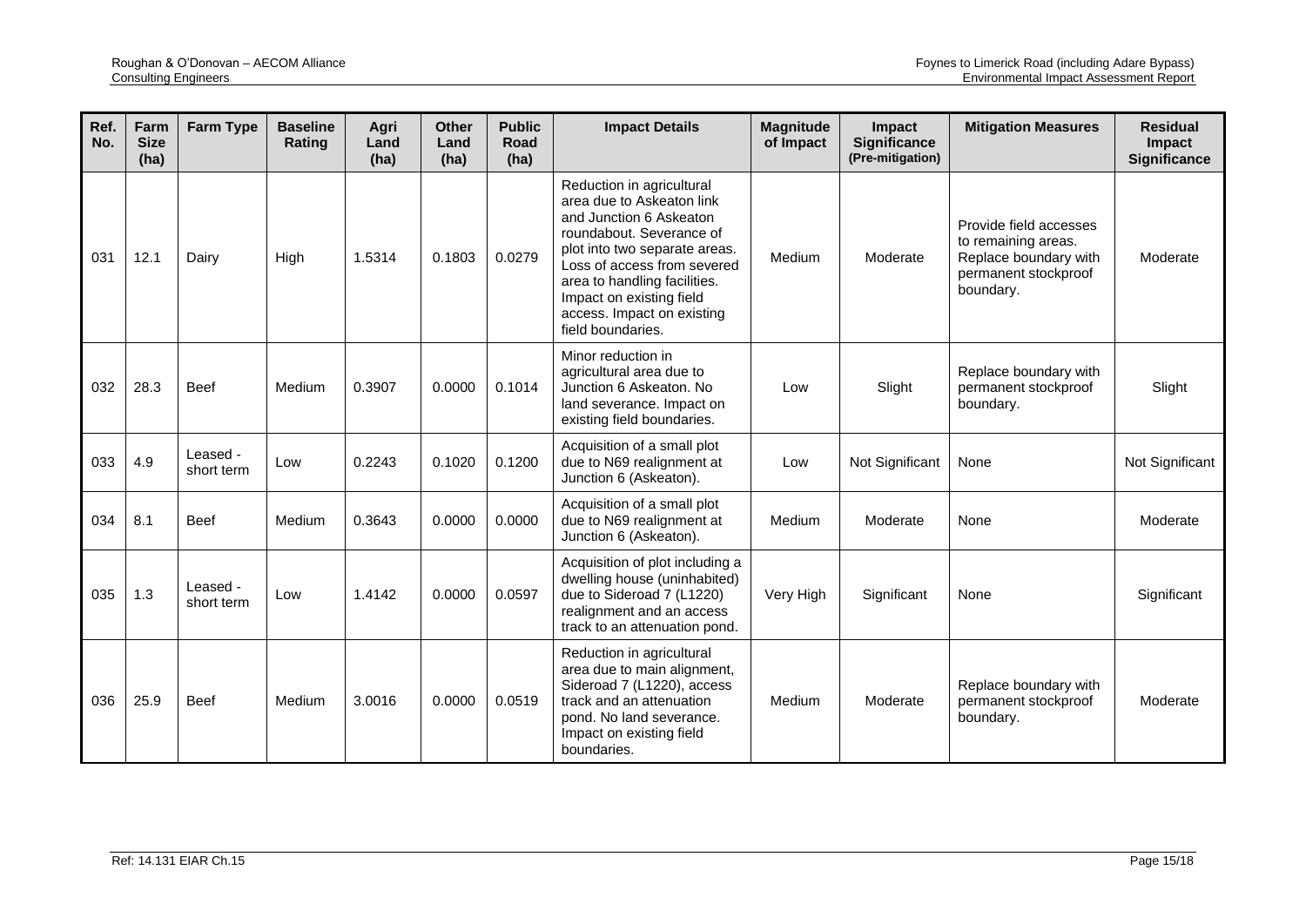| Ref. No. | Farm Size (ha) | Farm Type | Baseline Rating | Agri Land (ha) | Other Land (ha) | Public Road (ha) | Impact Details | Magnitude of Impact | Impact Significance (Pre-mitigation) | Mitigation Measures | Residual Impact Significance |
|---|---|---|---|---|---|---|---|---|---|---|---|
| 031 | 12.1 | Dairy | High | 1.5314 | 0.1803 | 0.0279 | Reduction in agricultural area due to Askeaton link and Junction 6 Askeaton roundabout. Severance of plot into two separate areas. Loss of access from severed area to handling facilities. Impact on existing field access. Impact on existing field boundaries. | Medium | Moderate | Provide field accesses to remaining areas. Replace boundary with permanent stockproof boundary. | Moderate |
| 032 | 28.3 | Beef | Medium | 0.3907 | 0.0000 | 0.1014 | Minor reduction in agricultural area due to Junction 6 Askeaton. No land severance. Impact on existing field boundaries. | Low | Slight | Replace boundary with permanent stockproof boundary. | Slight |
| 033 | 4.9 | Leased - short term | Low | 0.2243 | 0.1020 | 0.1200 | Acquisition of a small plot due to N69 realignment at Junction 6 (Askeaton). | Low | Not Significant | None | Not Significant |
| 034 | 8.1 | Beef | Medium | 0.3643 | 0.0000 | 0.0000 | Acquisition of a small plot due to N69 realignment at Junction 6 (Askeaton). | Medium | Moderate | None | Moderate |
| 035 | 1.3 | Leased - short term | Low | 1.4142 | 0.0000 | 0.0597 | Acquisition of plot including a dwelling house (uninhabited) due to Sideroad 7 (L1220) realignment and an access track to an attenuation pond. | Very High | Significant | None | Significant |
| 036 | 25.9 | Beef | Medium | 3.0016 | 0.0000 | 0.0519 | Reduction in agricultural area due to main alignment, Sideroad 7 (L1220), access track and an attenuation pond. No land severance. Impact on existing field boundaries. | Medium | Moderate | Replace boundary with permanent stockproof boundary. | Moderate |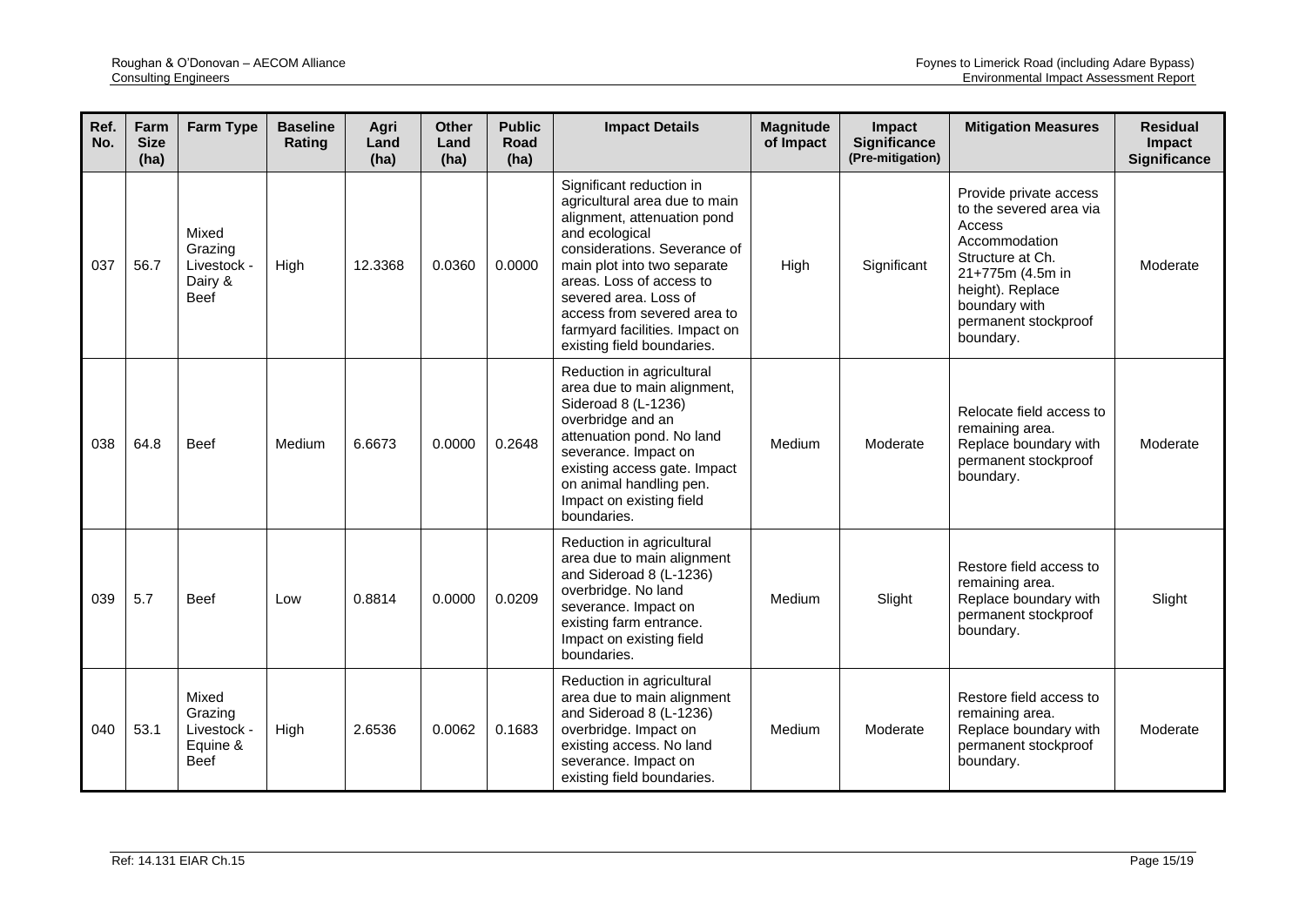| Ref. No. | Farm Size (ha) | Farm Type | Baseline Rating | Agri Land (ha) | Other Land (ha) | Public Road (ha) | Impact Details | Magnitude of Impact | Impact Significance (Pre-mitigation) | Mitigation Measures | Residual Impact Significance |
|---|---|---|---|---|---|---|---|---|---|---|---|
| 037 | 56.7 | Mixed Grazing Livestock - Dairy & Beef | High | 12.3368 | 0.0360 | 0.0000 | Significant reduction in agricultural area due to main alignment, attenuation pond and ecological considerations. Severance of main plot into two separate areas. Loss of access to severed area. Loss of access from severed area to farmyard facilities. Impact on existing field boundaries. | High | Significant | Provide private access to the severed area via Access Accommodation Structure at Ch. 21+775m (4.5m in height). Replace boundary with permanent stockproof boundary. | Moderate |
| 038 | 64.8 | Beef | Medium | 6.6673 | 0.0000 | 0.2648 | Reduction in agricultural area due to main alignment, Sideroad 8 (L-1236) overbridge and an attenuation pond. No land severance. Impact on existing access gate. Impact on animal handling pen. Impact on existing field boundaries. | Medium | Moderate | Relocate field access to remaining area. Replace boundary with permanent stockproof boundary. | Moderate |
| 039 | 5.7 | Beef | Low | 0.8814 | 0.0000 | 0.0209 | Reduction in agricultural area due to main alignment and Sideroad 8 (L-1236) overbridge. No land severance. Impact on existing farm entrance. Impact on existing field boundaries. | Medium | Slight | Restore field access to remaining area. Replace boundary with permanent stockproof boundary. | Slight |
| 040 | 53.1 | Mixed Grazing Livestock - Equine & Beef | High | 2.6536 | 0.0062 | 0.1683 | Reduction in agricultural area due to main alignment and Sideroad 8 (L-1236) overbridge. Impact on existing access. No land severance. Impact on existing field boundaries. | Medium | Moderate | Restore field access to remaining area. Replace boundary with permanent stockproof boundary. | Moderate |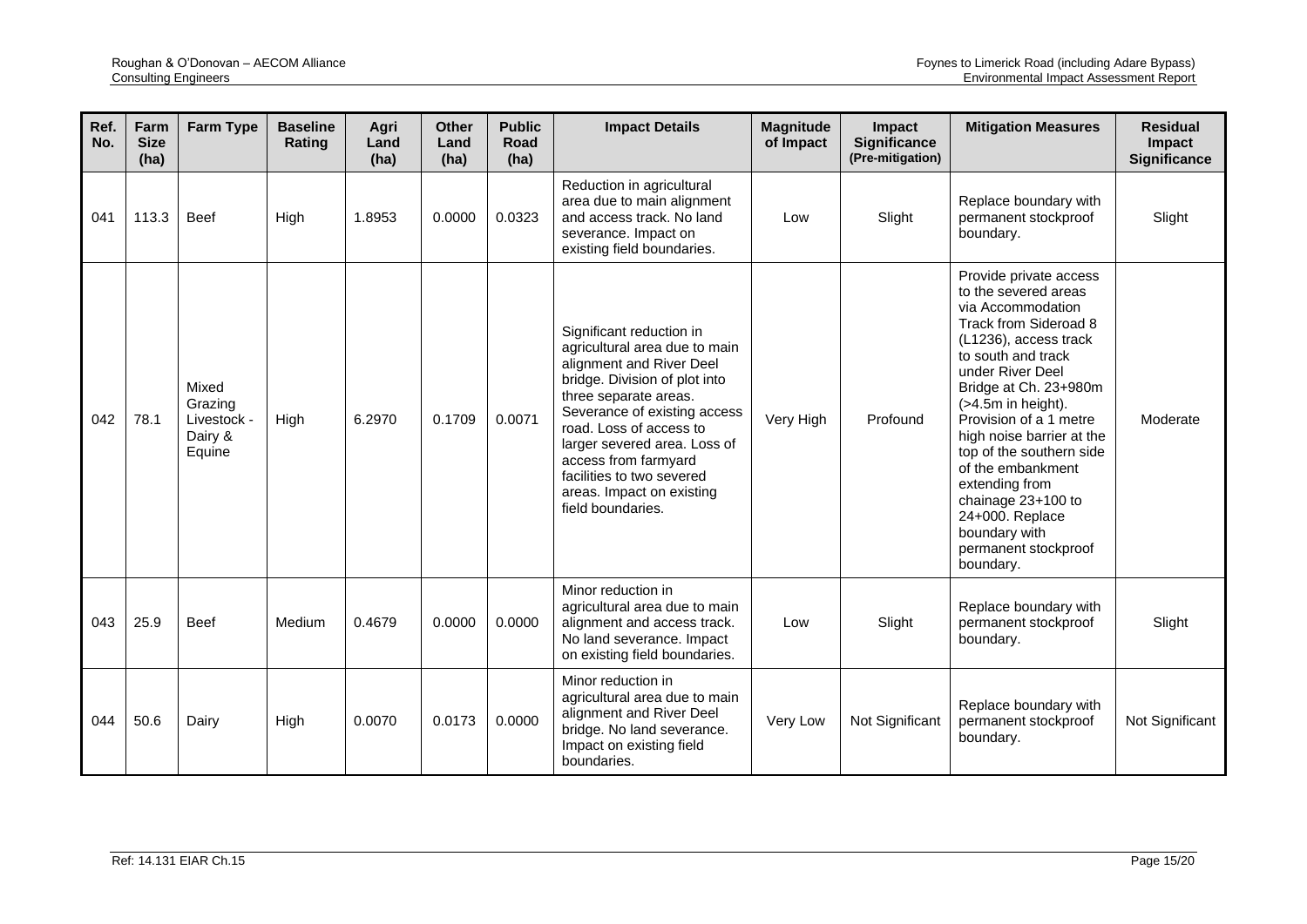| Ref. No. | Farm Size (ha) | Farm Type | Baseline Rating | Agri Land (ha) | Other Land (ha) | Public Road (ha) | Impact Details | Magnitude of Impact | Impact Significance (Pre-mitigation) | Mitigation Measures | Residual Impact Significance |
|---|---|---|---|---|---|---|---|---|---|---|---|
| 041 | 113.3 | Beef | High | 1.8953 | 0.0000 | 0.0323 | Reduction in agricultural area due to main alignment and access track. No land severance. Impact on existing field boundaries. | Low | Slight | Replace boundary with permanent stockproof boundary. | Slight |
| 042 | 78.1 | Mixed Grazing Livestock - Dairy & Equine | High | 6.2970 | 0.1709 | 0.0071 | Significant reduction in agricultural area due to main alignment and River Deel bridge. Division of plot into three separate areas. Severance of existing access road. Loss of access to larger severed area. Loss of access from farmyard facilities to two severed areas. Impact on existing field boundaries. | Very High | Profound | Provide private access to the severed areas via Accommodation Track from Sideroad 8 (L1236), access track to south and track under River Deel Bridge at Ch. 23+980m (>4.5m in height). Provision of a 1 metre high noise barrier at the top of the southern side of the embankment extending from chainage 23+100 to 24+000. Replace boundary with permanent stockproof boundary. | Moderate |
| 043 | 25.9 | Beef | Medium | 0.4679 | 0.0000 | 0.0000 | Minor reduction in agricultural area due to main alignment and access track. No land severance. Impact on existing field boundaries. | Low | Slight | Replace boundary with permanent stockproof boundary. | Slight |
| 044 | 50.6 | Dairy | High | 0.0070 | 0.0173 | 0.0000 | Minor reduction in agricultural area due to main alignment and River Deel bridge. No land severance. Impact on existing field boundaries. | Very Low | Not Significant | Replace boundary with permanent stockproof boundary. | Not Significant |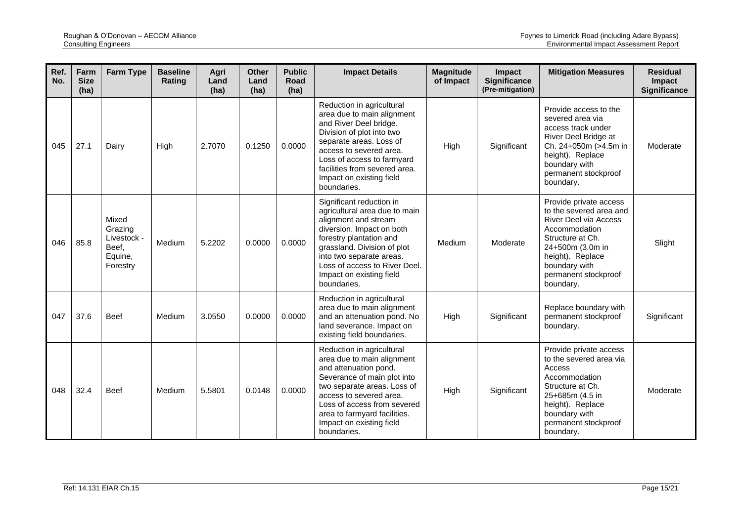| Ref. No. | Farm Size (ha) | Farm Type | Baseline Rating | Agri Land (ha) | Other Land (ha) | Public Road (ha) | Impact Details | Magnitude of Impact | Impact Significance (Pre-mitigation) | Mitigation Measures | Residual Impact Significance |
|---|---|---|---|---|---|---|---|---|---|---|---|
| 045 | 27.1 | Dairy | High | 2.7070 | 0.1250 | 0.0000 | Reduction in agricultural area due to main alignment and River Deel bridge. Division of plot into two separate areas. Loss of access to severed area. Loss of access to farmyard facilities from severed area. Impact on existing field boundaries. | High | Significant | Provide access to the severed area via access track under River Deel Bridge at Ch. 24+050m (>4.5m in height). Replace boundary with permanent stockproof boundary. | Moderate |
| 046 | 85.8 | Mixed Grazing Livestock - Beef, Equine, Forestry | Medium | 5.2202 | 0.0000 | 0.0000 | Significant reduction in agricultural area due to main alignment and stream diversion. Impact on both forestry plantation and grassland. Division of plot into two separate areas. Loss of access to River Deel. Impact on existing field boundaries. | Medium | Moderate | Provide private access to the severed area and River Deel via Access Accommodation Structure at Ch. 24+500m (3.0m in height). Replace boundary with permanent stockproof boundary. | Slight |
| 047 | 37.6 | Beef | Medium | 3.0550 | 0.0000 | 0.0000 | Reduction in agricultural area due to main alignment and an attenuation pond. No land severance. Impact on existing field boundaries. | High | Significant | Replace boundary with permanent stockproof boundary. | Significant |
| 048 | 32.4 | Beef | Medium | 5.5801 | 0.0148 | 0.0000 | Reduction in agricultural area due to main alignment and attenuation pond. Severance of main plot into two separate areas. Loss of access to severed area. Loss of access from severed area to farmyard facilities. Impact on existing field boundaries. | High | Significant | Provide private access to the severed area via Access Accommodation Structure at Ch. 25+685m (4.5 in height). Replace boundary with permanent stockproof boundary. | Moderate |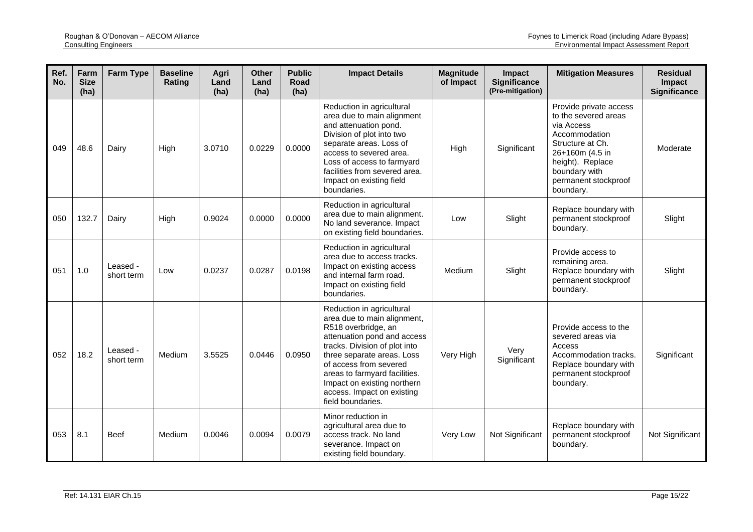| Ref. No. | Farm Size (ha) | Farm Type | Baseline Rating | Agri Land (ha) | Other Land (ha) | Public Road (ha) | Impact Details | Magnitude of Impact | Impact Significance (Pre-mitigation) | Mitigation Measures | Residual Impact Significance |
|---|---|---|---|---|---|---|---|---|---|---|---|
| 049 | 48.6 | Dairy | High | 3.0710 | 0.0229 | 0.0000 | Reduction in agricultural area due to main alignment and attenuation pond. Division of plot into two separate areas. Loss of access to severed area. Loss of access to farmyard facilities from severed area. Impact on existing field boundaries. | High | Significant | Provide private access to the severed areas via Access Accommodation Structure at Ch. 26+160m (4.5 in height). Replace boundary with permanent stockproof boundary. | Moderate |
| 050 | 132.7 | Dairy | High | 0.9024 | 0.0000 | 0.0000 | Reduction in agricultural area due to main alignment. No land severance. Impact on existing field boundaries. | Low | Slight | Replace boundary with permanent stockproof boundary. | Slight |
| 051 | 1.0 | Leased - short term | Low | 0.0237 | 0.0287 | 0.0198 | Reduction in agricultural area due to access tracks. Impact on existing access and internal farm road. Impact on existing field boundaries. | Medium | Slight | Provide access to remaining area. Replace boundary with permanent stockproof boundary. | Slight |
| 052 | 18.2 | Leased - short term | Medium | 3.5525 | 0.0446 | 0.0950 | Reduction in agricultural area due to main alignment, R518 overbridge, an attenuation pond and access tracks. Division of plot into three separate areas. Loss of access from severed areas to farmyard facilities. Impact on existing northern access. Impact on existing field boundaries. | Very High | Very Significant | Provide access to the severed areas via Access Accommodation tracks. Replace boundary with permanent stockproof boundary. | Significant |
| 053 | 8.1 | Beef | Medium | 0.0046 | 0.0094 | 0.0079 | Minor reduction in agricultural area due to access track. No land severance. Impact on existing field boundary. | Very Low | Not Significant | Replace boundary with permanent stockproof boundary. | Not Significant |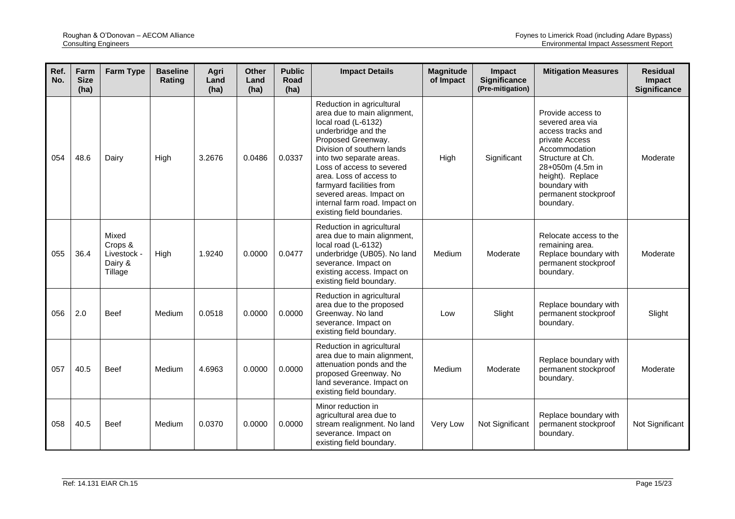| Ref. No. | Farm Size (ha) | Farm Type | Baseline Rating | Agri Land (ha) | Other Land (ha) | Public Road (ha) | Impact Details | Magnitude of Impact | Impact Significance (Pre-mitigation) | Mitigation Measures | Residual Impact Significance |
|---|---|---|---|---|---|---|---|---|---|---|---|
| 054 | 48.6 | Dairy | High | 3.2676 | 0.0486 | 0.0337 | Reduction in agricultural area due to main alignment, local road (L-6132) underbridge and the Proposed Greenway. Division of southern lands into two separate areas. Loss of access to severed area. Loss of access to farmyard facilities from severed areas. Impact on internal farm road. Impact on existing field boundaries. | High | Significant | Provide access to severed area via access tracks and private Access Accommodation Structure at Ch. 28+050m (4.5m in height). Replace boundary with permanent stockproof boundary. | Moderate |
| 055 | 36.4 | Mixed Crops & Livestock - Dairy & Tillage | High | 1.9240 | 0.0000 | 0.0477 | Reduction in agricultural area due to main alignment, local road (L-6132) underbridge (UB05). No land severance. Impact on existing access. Impact on existing field boundary. | Medium | Moderate | Relocate access to the remaining area. Replace boundary with permanent stockproof boundary. | Moderate |
| 056 | 2.0 | Beef | Medium | 0.0518 | 0.0000 | 0.0000 | Reduction in agricultural area due to the proposed Greenway. No land severance. Impact on existing field boundary. | Low | Slight | Replace boundary with permanent stockproof boundary. | Slight |
| 057 | 40.5 | Beef | Medium | 4.6963 | 0.0000 | 0.0000 | Reduction in agricultural area due to main alignment, attenuation ponds and the proposed Greenway. No land severance. Impact on existing field boundary. | Medium | Moderate | Replace boundary with permanent stockproof boundary. | Moderate |
| 058 | 40.5 | Beef | Medium | 0.0370 | 0.0000 | 0.0000 | Minor reduction in agricultural area due to stream realignment. No land severance. Impact on existing field boundary. | Very Low | Not Significant | Replace boundary with permanent stockproof boundary. | Not Significant |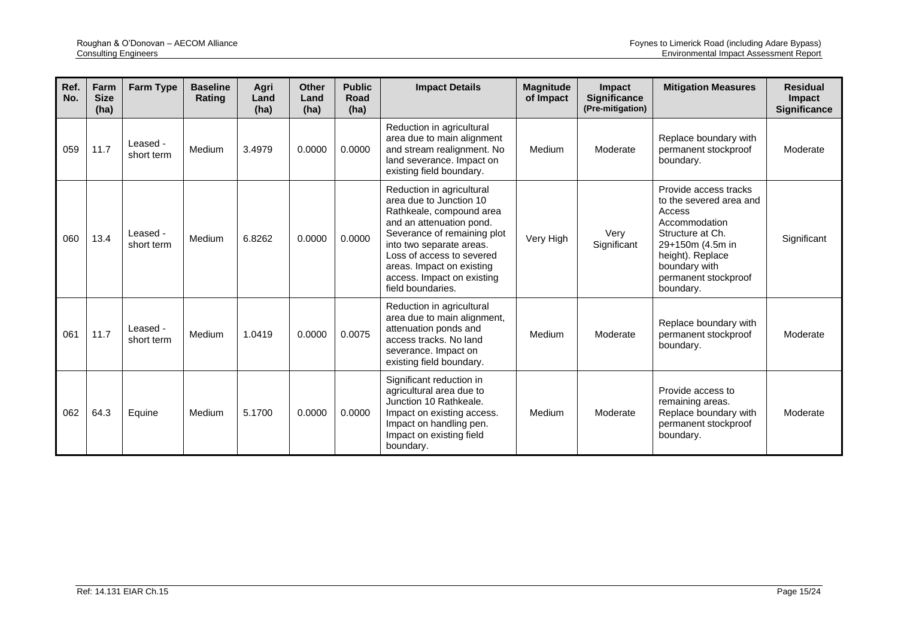| Ref. No. | Farm Size (ha) | Farm Type | Baseline Rating | Agri Land (ha) | Other Land (ha) | Public Road (ha) | Impact Details | Magnitude of Impact | Impact Significance (Pre-mitigation) | Mitigation Measures | Residual Impact Significance |
|---|---|---|---|---|---|---|---|---|---|---|---|
| 059 | 11.7 | Leased - short term | Medium | 3.4979 | 0.0000 | 0.0000 | Reduction in agricultural area due to main alignment and stream realignment. No land severance. Impact on existing field boundary. | Medium | Moderate | Replace boundary with permanent stockproof boundary. | Moderate |
| 060 | 13.4 | Leased - short term | Medium | 6.8262 | 0.0000 | 0.0000 | Reduction in agricultural area due to Junction 10 Rathkeale, compound area and an attenuation pond. Severance of remaining plot into two separate areas. Loss of access to severed areas. Impact on existing access. Impact on existing field boundaries. | Very High | Very Significant | Provide access tracks to the severed area and Access Accommodation Structure at Ch. 29+150m (4.5m in height). Replace boundary with permanent stockproof boundary. | Significant |
| 061 | 11.7 | Leased - short term | Medium | 1.0419 | 0.0000 | 0.0075 | Reduction in agricultural area due to main alignment, attenuation ponds and access tracks. No land severance. Impact on existing field boundary. | Medium | Moderate | Replace boundary with permanent stockproof boundary. | Moderate |
| 062 | 64.3 | Equine | Medium | 5.1700 | 0.0000 | 0.0000 | Significant reduction in agricultural area due to Junction 10 Rathkeale. Impact on existing access. Impact on handling pen. Impact on existing field boundary. | Medium | Moderate | Provide access to remaining areas. Replace boundary with permanent stockproof boundary. | Moderate |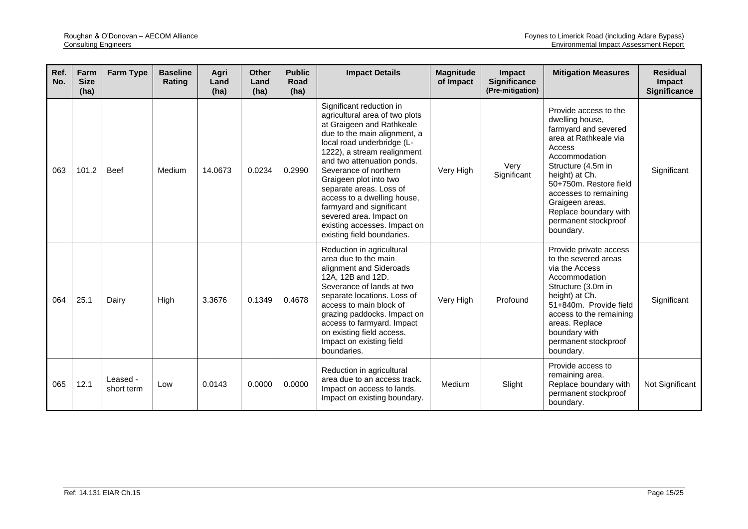| Ref. No. | Farm Size (ha) | Farm Type | Baseline Rating | Agri Land (ha) | Other Land (ha) | Public Road (ha) | Impact Details | Magnitude of Impact | Impact Significance (Pre-mitigation) | Mitigation Measures | Residual Impact Significance |
|---|---|---|---|---|---|---|---|---|---|---|---|
| 063 | 101.2 | Beef | Medium | 14.0673 | 0.0234 | 0.2990 | Significant reduction in agricultural area of two plots at Graigeen and Rathkeale due to the main alignment, a local road underbridge (L-1222), a stream realignment and two attenuation ponds. Severance of northern Graigeen plot into two separate areas. Loss of access to a dwelling house, farmyard and significant severed area. Impact on existing accesses. Impact on existing field boundaries. | Very High | Very Significant | Provide access to the dwelling house, farmyard and severed area at Rathkeale via Access Accommodation Structure (4.5m in height) at Ch. 50+750m. Restore field accesses to remaining Graigeen areas. Replace boundary with permanent stockproof boundary. | Significant |
| 064 | 25.1 | Dairy | High | 3.3676 | 0.1349 | 0.4678 | Reduction in agricultural area due to the main alignment and Sideroads 12A, 12B and 12D. Severance of lands at two separate locations. Loss of access to main block of grazing paddocks. Impact on access to farmyard. Impact on existing field access. Impact on existing field boundaries. | Very High | Profound | Provide private access to the severed areas via the Access Accommodation Structure (3.0m in height) at Ch. 51+840m. Provide field access to the remaining areas. Replace boundary with permanent stockproof boundary. | Significant |
| 065 | 12.1 | Leased - short term | Low | 0.0143 | 0.0000 | 0.0000 | Reduction in agricultural area due to an access track. Impact on access to lands. Impact on existing boundary. | Medium | Slight | Provide access to remaining area. Replace boundary with permanent stockproof boundary. | Not Significant |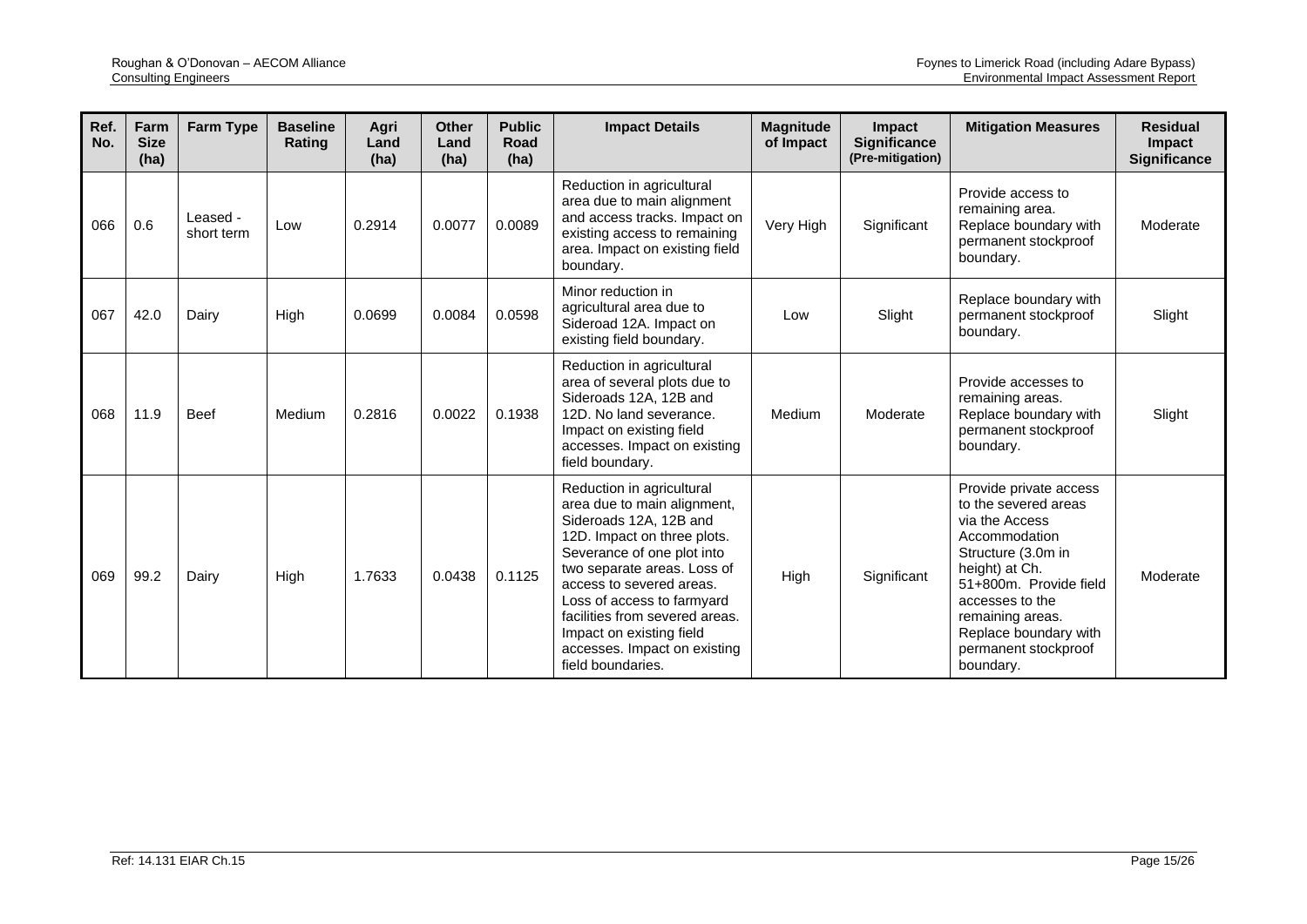| Ref. No. | Farm Size (ha) | Farm Type | Baseline Rating | Agri Land (ha) | Other Land (ha) | Public Road (ha) | Impact Details | Magnitude of Impact | Impact Significance (Pre-mitigation) | Mitigation Measures | Residual Impact Significance |
|---|---|---|---|---|---|---|---|---|---|---|---|
| 066 | 0.6 | Leased - short term | Low | 0.2914 | 0.0077 | 0.0089 | Reduction in agricultural area due to main alignment and access tracks. Impact on existing access to remaining area. Impact on existing field boundary. | Very High | Significant | Provide access to remaining area. Replace boundary with permanent stockproof boundary. | Moderate |
| 067 | 42.0 | Dairy | High | 0.0699 | 0.0084 | 0.0598 | Minor reduction in agricultural area due to Sideroad 12A. Impact on existing field boundary. | Low | Slight | Replace boundary with permanent stockproof boundary. | Slight |
| 068 | 11.9 | Beef | Medium | 0.2816 | 0.0022 | 0.1938 | Reduction in agricultural area of several plots due to Sideroads 12A, 12B and 12D. No land severance. Impact on existing field accesses. Impact on existing field boundary. | Medium | Moderate | Provide accesses to remaining areas. Replace boundary with permanent stockproof boundary. | Slight |
| 069 | 99.2 | Dairy | High | 1.7633 | 0.0438 | 0.1125 | Reduction in agricultural area due to main alignment, Sideroads 12A, 12B and 12D. Impact on three plots. Severance of one plot into two separate areas. Loss of access to severed areas. Loss of access to farmyard facilities from severed areas. Impact on existing field accesses. Impact on existing field boundaries. | High | Significant | Provide private access to the severed areas via the Access Accommodation Structure (3.0m in height) at Ch. 51+800m. Provide field accesses to the remaining areas. Replace boundary with permanent stockproof boundary. | Moderate |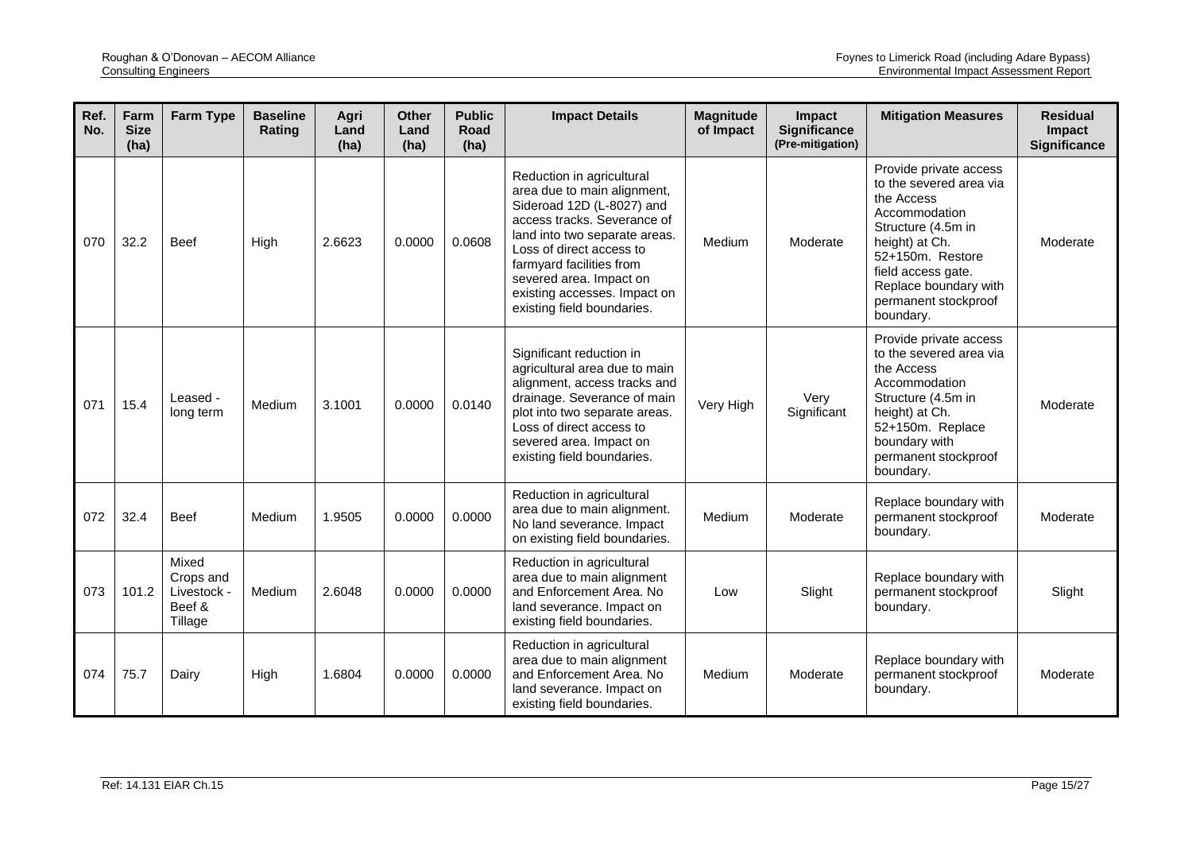| Ref. No. | Farm Size (ha) | Farm Type | Baseline Rating | Agri Land (ha) | Other Land (ha) | Public Road (ha) | Impact Details | Magnitude of Impact | Impact Significance (Pre-mitigation) | Mitigation Measures | Residual Impact Significance |
|---|---|---|---|---|---|---|---|---|---|---|---|
| 070 | 32.2 | Beef | High | 2.6623 | 0.0000 | 0.0608 | Reduction in agricultural area due to main alignment, Sideroad 12D (L-8027) and access tracks. Severance of land into two separate areas. Loss of direct access to farmyard facilities from severed area. Impact on existing accesses. Impact on existing field boundaries. | Medium | Moderate | Provide private access to the severed area via the Access Accommodation Structure (4.5m in height) at Ch. 52+150m. Restore field access gate. Replace boundary with permanent stockproof boundary. | Moderate |
| 071 | 15.4 | Leased - long term | Medium | 3.1001 | 0.0000 | 0.0140 | Significant reduction in agricultural area due to main alignment, access tracks and drainage. Severance of main plot into two separate areas. Loss of direct access to severed area. Impact on existing field boundaries. | Very High | Very Significant | Provide private access to the severed area via the Access Accommodation Structure (4.5m in height) at Ch. 52+150m. Replace boundary with permanent stockproof boundary. | Moderate |
| 072 | 32.4 | Beef | Medium | 1.9505 | 0.0000 | 0.0000 | Reduction in agricultural area due to main alignment. No land severance. Impact on existing field boundaries. | Medium | Moderate | Replace boundary with permanent stockproof boundary. | Moderate |
| 073 | 101.2 | Mixed Crops and Livestock - Beef & Tillage | Medium | 2.6048 | 0.0000 | 0.0000 | Reduction in agricultural area due to main alignment and Enforcement Area. No land severance. Impact on existing field boundaries. | Low | Slight | Replace boundary with permanent stockproof boundary. | Slight |
| 074 | 75.7 | Dairy | High | 1.6804 | 0.0000 | 0.0000 | Reduction in agricultural area due to main alignment and Enforcement Area. No land severance. Impact on existing field boundaries. | Medium | Moderate | Replace boundary with permanent stockproof boundary. | Moderate |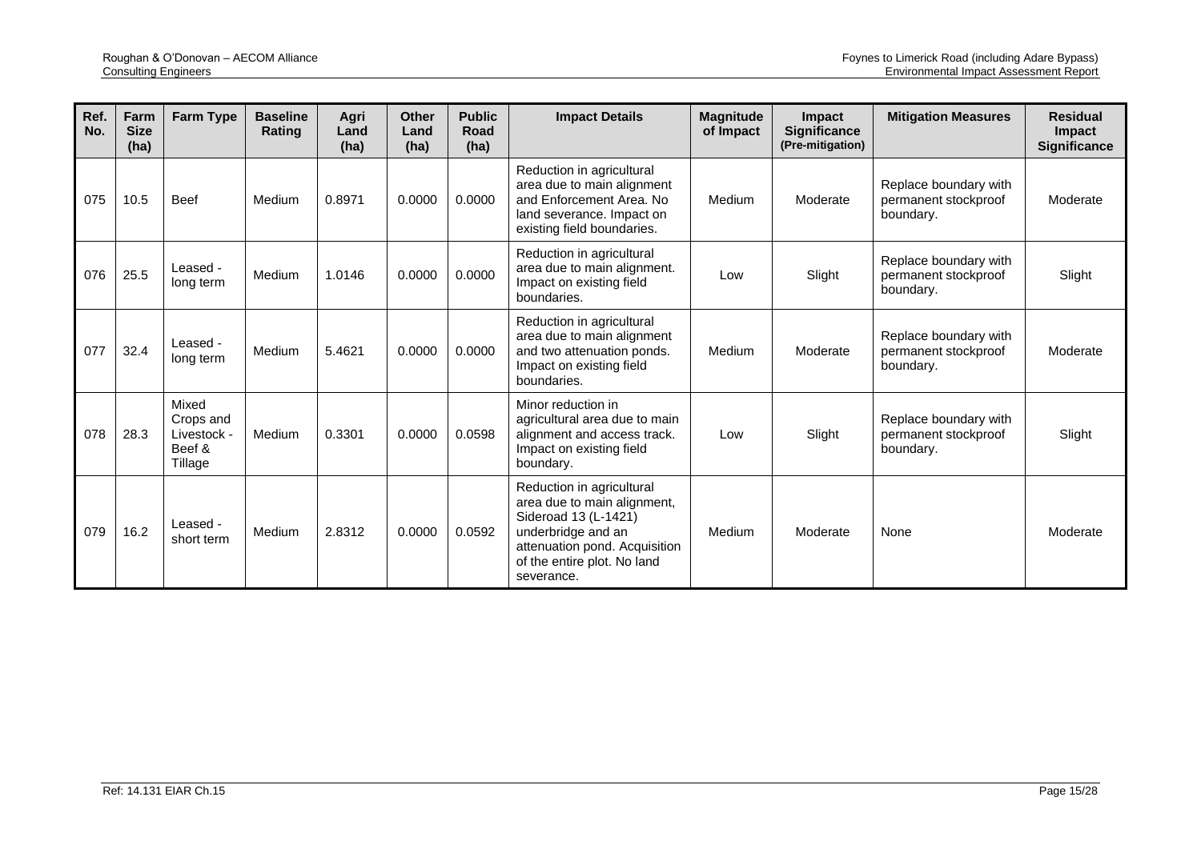| Ref. No. | Farm Size (ha) | Farm Type | Baseline Rating | Agri Land (ha) | Other Land (ha) | Public Road (ha) | Impact Details | Magnitude of Impact | Impact Significance (Pre-mitigation) | Mitigation Measures | Residual Impact Significance |
|---|---|---|---|---|---|---|---|---|---|---|---|
| 075 | 10.5 | Beef | Medium | 0.8971 | 0.0000 | 0.0000 | Reduction in agricultural area due to main alignment and Enforcement Area. No land severance. Impact on existing field boundaries. | Medium | Moderate | Replace boundary with permanent stockproof boundary. | Moderate |
| 076 | 25.5 | Leased - long term | Medium | 1.0146 | 0.0000 | 0.0000 | Reduction in agricultural area due to main alignment. Impact on existing field boundaries. | Low | Slight | Replace boundary with permanent stockproof boundary. | Slight |
| 077 | 32.4 | Leased - long term | Medium | 5.4621 | 0.0000 | 0.0000 | Reduction in agricultural area due to main alignment and two attenuation ponds. Impact on existing field boundaries. | Medium | Moderate | Replace boundary with permanent stockproof boundary. | Moderate |
| 078 | 28.3 | Mixed Crops and Livestock - Beef & Tillage | Medium | 0.3301 | 0.0000 | 0.0598 | Minor reduction in agricultural area due to main alignment and access track. Impact on existing field boundary. | Low | Slight | Replace boundary with permanent stockproof boundary. | Slight |
| 079 | 16.2 | Leased - short term | Medium | 2.8312 | 0.0000 | 0.0592 | Reduction in agricultural area due to main alignment, Sideroad 13 (L-1421) underbridge and an attenuation pond. Acquisition of the entire plot. No land severance. | Medium | Moderate | None | Moderate |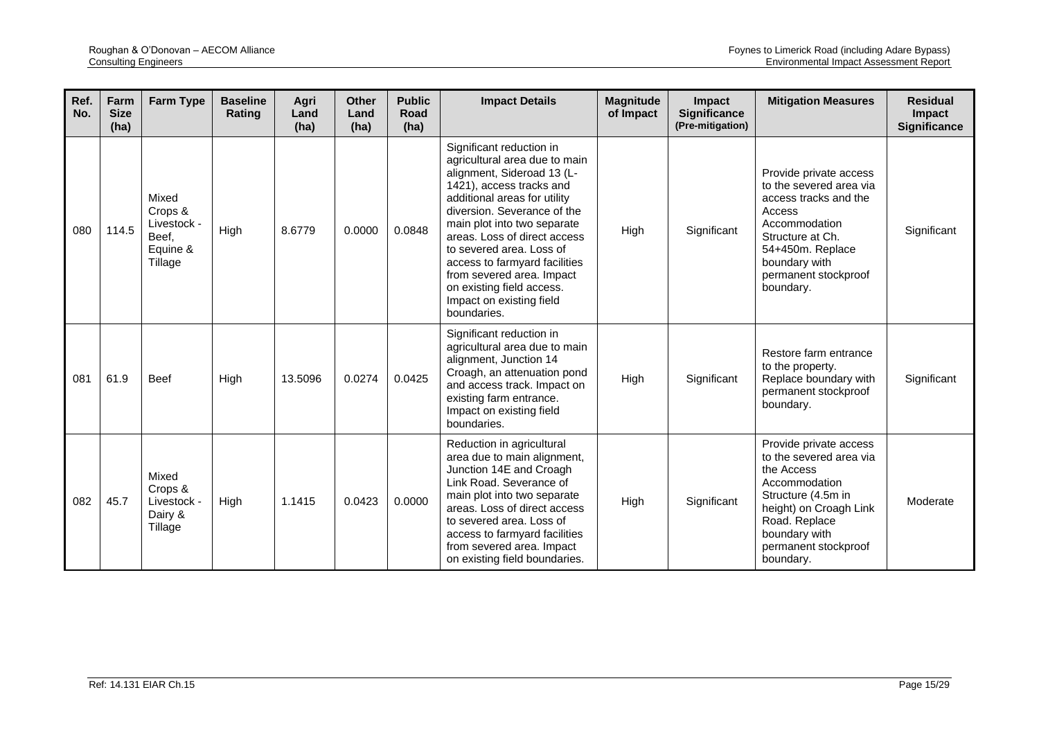| Ref. No. | Farm Size (ha) | Farm Type | Baseline Rating | Agri Land (ha) | Other Land (ha) | Public Road (ha) | Impact Details | Magnitude of Impact | Impact Significance (Pre-mitigation) | Mitigation Measures | Residual Impact Significance |
|---|---|---|---|---|---|---|---|---|---|---|---|
| 080 | 114.5 | Mixed Crops & Livestock - Beef, Equine & Tillage | High | 8.6779 | 0.0000 | 0.0848 | Significant reduction in agricultural area due to main alignment, Sideroad 13 (L-1421), access tracks and additional areas for utility diversion. Severance of the main plot into two separate areas. Loss of direct access to severed area. Loss of access to farmyard facilities from severed area. Impact on existing field access. Impact on existing field boundaries. | High | Significant | Provide private access to the severed area via access tracks and the Access Accommodation Structure at Ch. 54+450m. Replace boundary with permanent stockproof boundary. | Significant |
| 081 | 61.9 | Beef | High | 13.5096 | 0.0274 | 0.0425 | Significant reduction in agricultural area due to main alignment, Junction 14 Croagh, an attenuation pond and access track. Impact on existing farm entrance. Impact on existing field boundaries. | High | Significant | Restore farm entrance to the property. Replace boundary with permanent stockproof boundary. | Significant |
| 082 | 45.7 | Mixed Crops & Livestock - Dairy & Tillage | High | 1.1415 | 0.0423 | 0.0000 | Reduction in agricultural area due to main alignment, Junction 14E and Croagh Link Road. Severance of main plot into two separate areas. Loss of direct access to severed area. Loss of access to farmyard facilities from severed area. Impact on existing field boundaries. | High | Significant | Provide private access to the severed area via the Access Accommodation Structure (4.5m in height) on Croagh Link Road. Replace boundary with permanent stockproof boundary. | Moderate |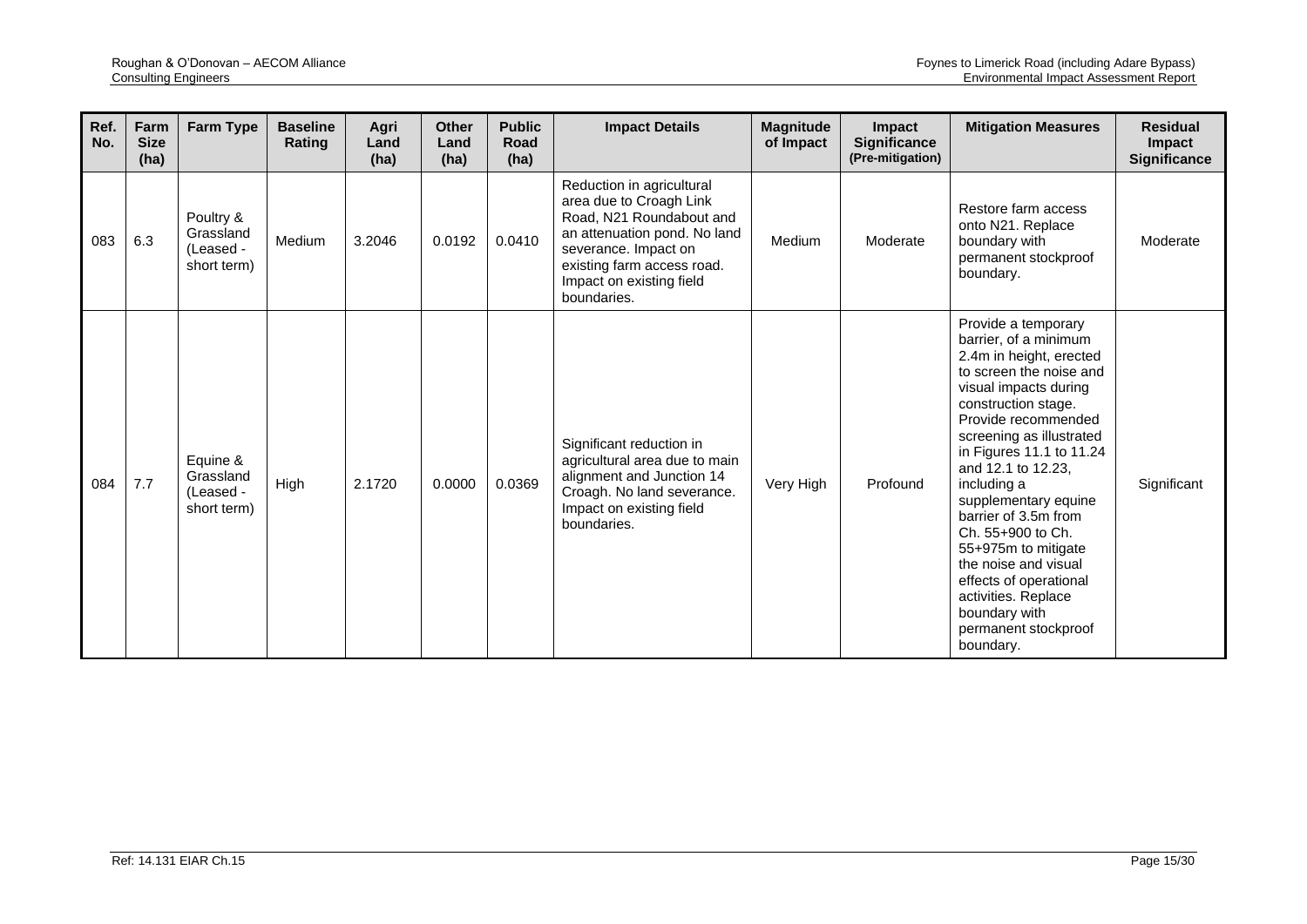| Ref. No. | Farm Size (ha) | Farm Type | Baseline Rating | Agri Land (ha) | Other Land (ha) | Public Road (ha) | Impact Details | Magnitude of Impact | Impact Significance (Pre-mitigation) | Mitigation Measures | Residual Impact Significance |
|---|---|---|---|---|---|---|---|---|---|---|---|
| 083 | 6.3 | Poultry & Grassland (Leased - short term) | Medium | 3.2046 | 0.0192 | 0.0410 | Reduction in agricultural area due to Croagh Link Road, N21 Roundabout and an attenuation pond. No land severance. Impact on existing farm access road. Impact on existing field boundaries. | Medium | Moderate | Restore farm access onto N21. Replace boundary with permanent stockproof boundary. | Moderate |
| 084 | 7.7 | Equine & Grassland (Leased - short term) | High | 2.1720 | 0.0000 | 0.0369 | Significant reduction in agricultural area due to main alignment and Junction 14 Croagh. No land severance. Impact on existing field boundaries. | Very High | Profound | Provide a temporary barrier, of a minimum 2.4m in height, erected to screen the noise and visual impacts during construction stage. Provide recommended screening as illustrated in Figures 11.1 to 11.24 and 12.1 to 12.23, including a supplementary equine barrier of 3.5m from Ch. 55+900 to Ch. 55+975m to mitigate the noise and visual effects of operational activities. Replace boundary with permanent stockproof boundary. | Significant |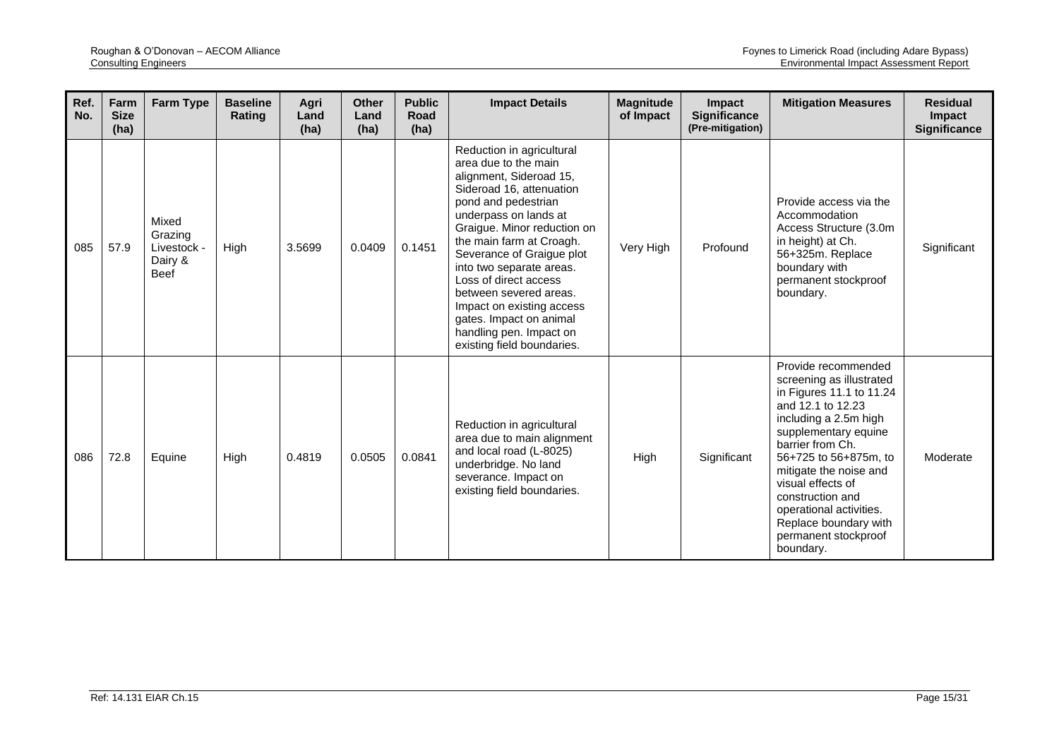| Ref. No. | Farm Size (ha) | Farm Type | Baseline Rating | Agri Land (ha) | Other Land (ha) | Public Road (ha) | Impact Details | Magnitude of Impact | Impact Significance (Pre-mitigation) | Mitigation Measures | Residual Impact Significance |
|---|---|---|---|---|---|---|---|---|---|---|---|
| 085 | 57.9 | Mixed Grazing Livestock - Dairy & Beef | High | 3.5699 | 0.0409 | 0.1451 | Reduction in agricultural area due to the main alignment, Sideroad 15, Sideroad 16, attenuation pond and pedestrian underpass on lands at Graigue. Minor reduction on the main farm at Croagh. Severance of Graigue plot into two separate areas. Loss of direct access between severed areas. Impact on existing access gates. Impact on animal handling pen. Impact on existing field boundaries. | Very High | Profound | Provide access via the Accommodation Access Structure (3.0m in height) at Ch. 56+325m. Replace boundary with permanent stockproof boundary. | Significant |
| 086 | 72.8 | Equine | High | 0.4819 | 0.0505 | 0.0841 | Reduction in agricultural area due to main alignment and local road (L-8025) underbridge. No land severance. Impact on existing field boundaries. | High | Significant | Provide recommended screening as illustrated in Figures 11.1 to 11.24 and 12.1 to 12.23 including a 2.5m high supplementary equine barrier from Ch. 56+725 to 56+875m, to mitigate the noise and visual effects of construction and operational activities. Replace boundary with permanent stockproof boundary. | Moderate |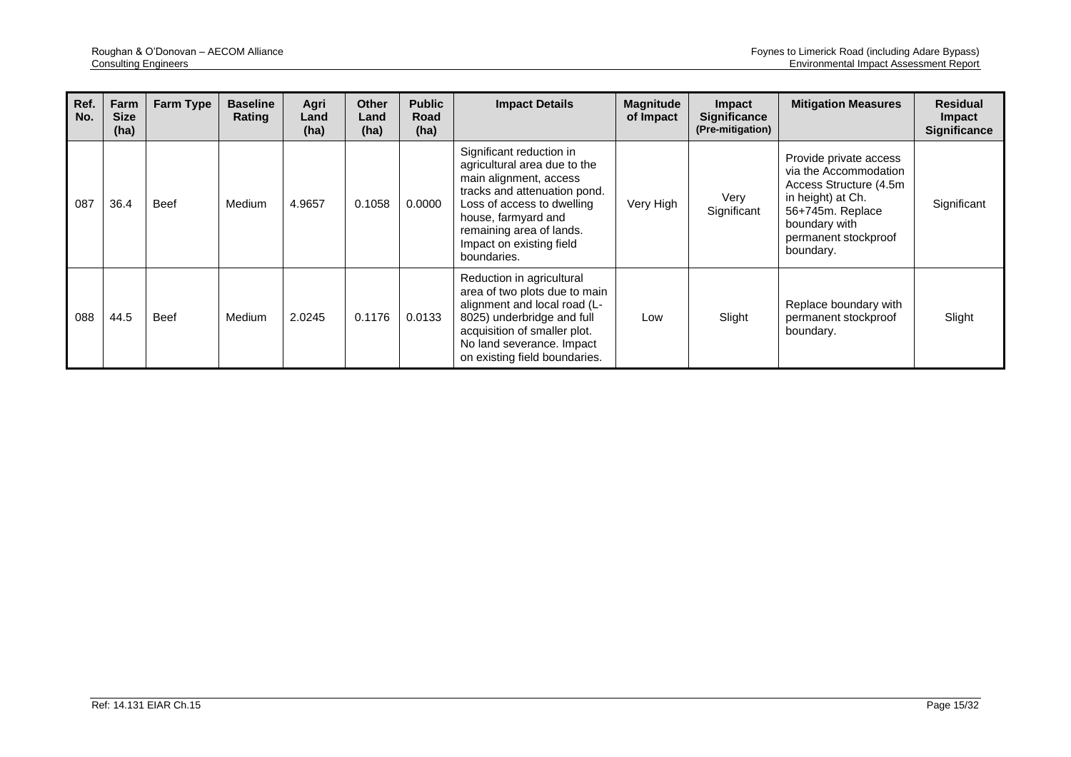| Ref. No. | Farm Size (ha) | Farm Type | Baseline Rating | Agri Land (ha) | Other Land (ha) | Public Road (ha) | Impact Details | Magnitude of Impact | Impact Significance (Pre-mitigation) | Mitigation Measures | Residual Impact Significance |
|---|---|---|---|---|---|---|---|---|---|---|---|
| 087 | 36.4 | Beef | Medium | 4.9657 | 0.1058 | 0.0000 | Significant reduction in agricultural area due to the main alignment, access tracks and attenuation pond. Loss of access to dwelling house, farmyard and remaining area of lands. Impact on existing field boundaries. | Very High | Very Significant | Provide private access via the Accommodation Access Structure (4.5m in height) at Ch. 56+745m. Replace boundary with permanent stockproof boundary. | Significant |
| 088 | 44.5 | Beef | Medium | 2.0245 | 0.1176 | 0.0133 | Reduction in agricultural area of two plots due to main alignment and local road (L-8025) underbridge and full acquisition of smaller plot. No land severance. Impact on existing field boundaries. | Low | Slight | Replace boundary with permanent stockproof boundary. | Slight |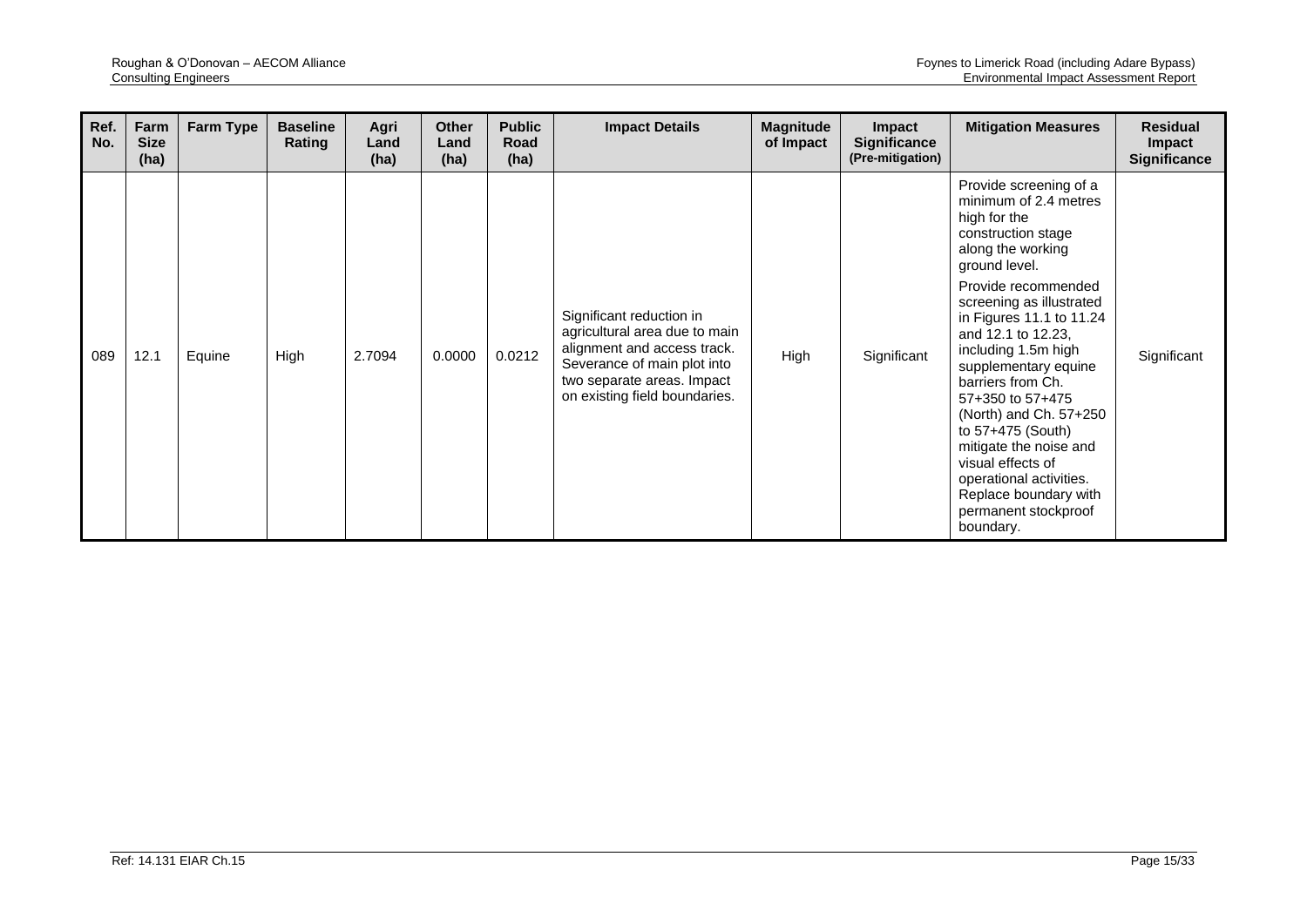| Ref. No. | Farm Size (ha) | Farm Type | Baseline Rating | Agri Land (ha) | Other Land (ha) | Public Road (ha) | Impact Details | Magnitude of Impact | Impact Significance (Pre-mitigation) | Mitigation Measures | Residual Impact Significance |
|---|---|---|---|---|---|---|---|---|---|---|---|
| 089 | 12.1 | Equine | High | 2.7094 | 0.0000 | 0.0212 | Significant reduction in agricultural area due to main alignment and access track. Severance of main plot into two separate areas. Impact on existing field boundaries. | High | Significant | Provide screening of a minimum of 2.4 metres high for the construction stage along the working ground level. Provide recommended screening as illustrated in Figures 11.1 to 11.24 and 12.1 to 12.23, including 1.5m high supplementary equine barriers from Ch. 57+350 to 57+475 (North) and Ch. 57+250 to 57+475 (South) mitigate the noise and visual effects of operational activities. Replace boundary with permanent stockproof boundary. | Significant |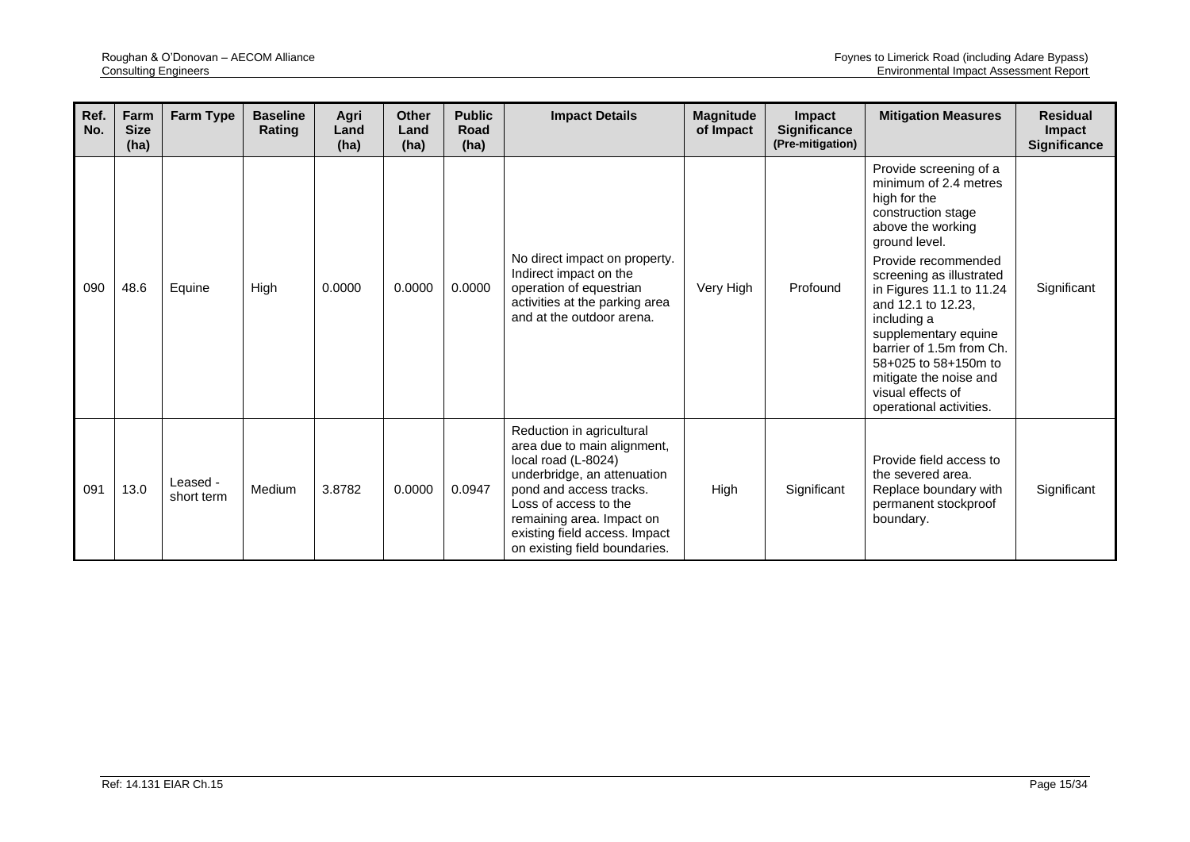| Ref. No. | Farm Size (ha) | Farm Type | Baseline Rating | Agri Land (ha) | Other Land (ha) | Public Road (ha) | Impact Details | Magnitude of Impact | Impact Significance (Pre-mitigation) | Mitigation Measures | Residual Impact Significance |
|---|---|---|---|---|---|---|---|---|---|---|---|
| 090 | 48.6 | Equine | High | 0.0000 | 0.0000 | 0.0000 | No direct impact on property. Indirect impact on the operation of equestrian activities at the parking area and at the outdoor arena. | Very High | Profound | Provide screening of a minimum of 2.4 metres high for the construction stage above the working ground level. Provide recommended screening as illustrated in Figures 11.1 to 11.24 and 12.1 to 12.23, including a supplementary equine barrier of 1.5m from Ch. 58+025 to 58+150m to mitigate the noise and visual effects of operational activities. | Significant |
| 091 | 13.0 | Leased - short term | Medium | 3.8782 | 0.0000 | 0.0947 | Reduction in agricultural area due to main alignment, local road (L-8024) underbridge, an attenuation pond and access tracks. Loss of access to the remaining area. Impact on existing field access. Impact on existing field boundaries. | High | Significant | Provide field access to the severed area. Replace boundary with permanent stockproof boundary. | Significant |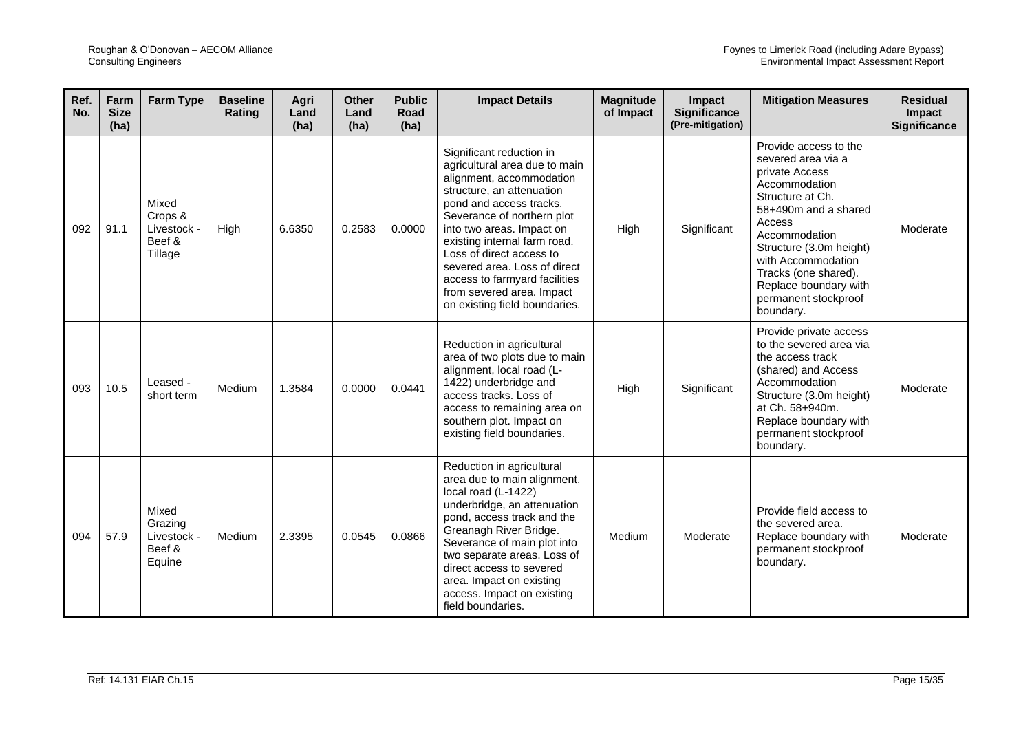| Ref. No. | Farm Size (ha) | Farm Type | Baseline Rating | Agri Land (ha) | Other Land (ha) | Public Road (ha) | Impact Details | Magnitude of Impact | Impact Significance (Pre-mitigation) | Mitigation Measures | Residual Impact Significance |
|---|---|---|---|---|---|---|---|---|---|---|---|
| 092 | 91.1 | Mixed Crops & Livestock - Beef & Tillage | High | 6.6350 | 0.2583 | 0.0000 | Significant reduction in agricultural area due to main alignment, accommodation structure, an attenuation pond and access tracks. Severance of northern plot into two areas. Impact on existing internal farm road. Loss of direct access to severed area. Loss of direct access to farmyard facilities from severed area. Impact on existing field boundaries. | High | Significant | Provide access to the severed area via a private Access Accommodation Structure at Ch. 58+490m and a shared Access Accommodation Structure (3.0m height) with Accommodation Tracks (one shared). Replace boundary with permanent stockproof boundary. | Moderate |
| 093 | 10.5 | Leased - short term | Medium | 1.3584 | 0.0000 | 0.0441 | Reduction in agricultural area of two plots due to main alignment, local road (L-1422) underbridge and access tracks. Loss of access to remaining area on southern plot. Impact on existing field boundaries. | High | Significant | Provide private access to the severed area via the access track (shared) and Access Accommodation Structure (3.0m height) at Ch. 58+940m. Replace boundary with permanent stockproof boundary. | Moderate |
| 094 | 57.9 | Mixed Grazing Livestock - Beef & Equine | Medium | 2.3395 | 0.0545 | 0.0866 | Reduction in agricultural area due to main alignment, local road (L-1422) underbridge, an attenuation pond, access track and the Greanagh River Bridge. Severance of main plot into two separate areas. Loss of direct access to severed area. Impact on existing access. Impact on existing field boundaries. | Medium | Moderate | Provide field access to the severed area. Replace boundary with permanent stockproof boundary. | Moderate |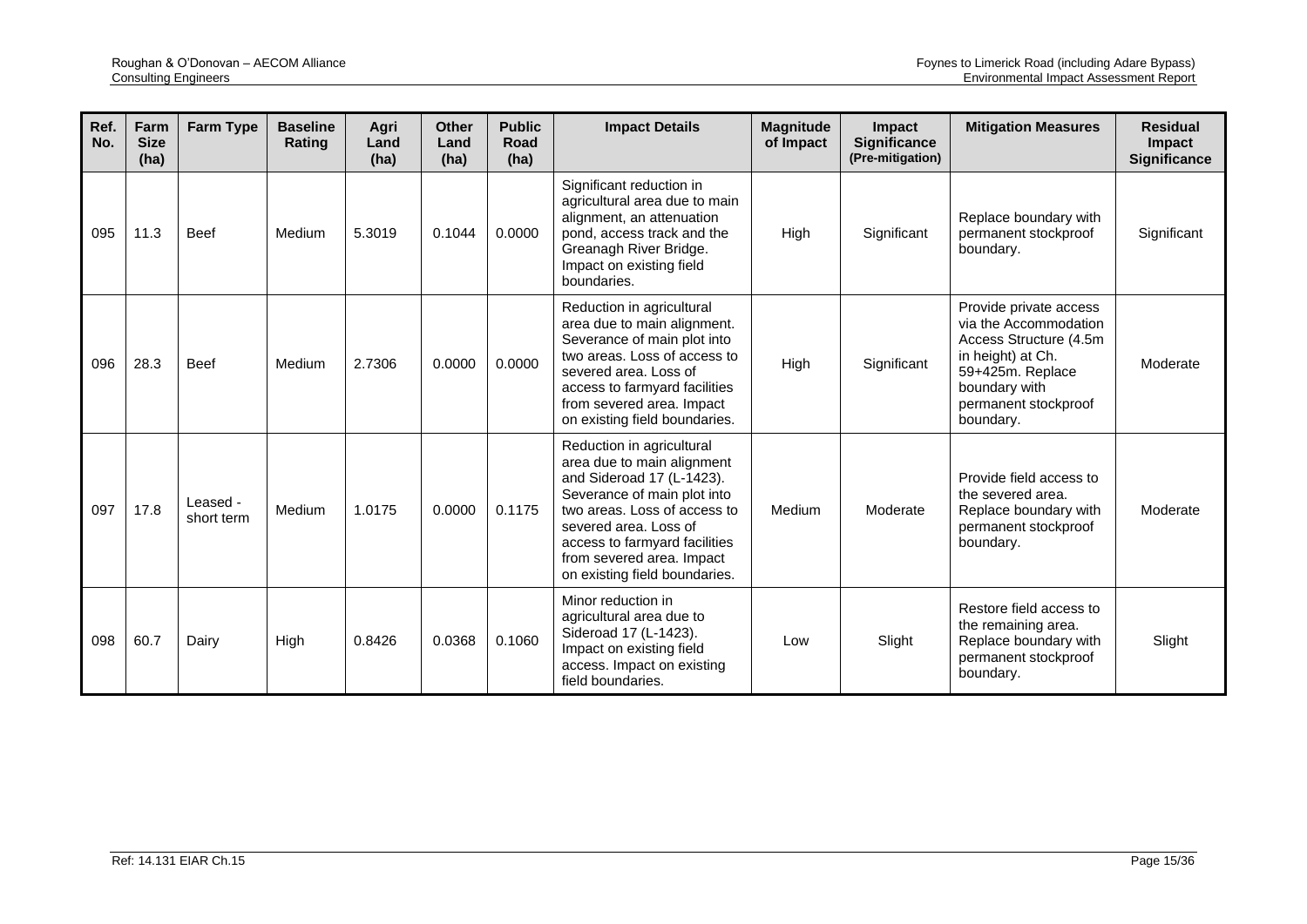| Ref. No. | Farm Size (ha) | Farm Type | Baseline Rating | Agri Land (ha) | Other Land (ha) | Public Road (ha) | Impact Details | Magnitude of Impact | Impact Significance (Pre-mitigation) | Mitigation Measures | Residual Impact Significance |
|---|---|---|---|---|---|---|---|---|---|---|---|
| 095 | 11.3 | Beef | Medium | 5.3019 | 0.1044 | 0.0000 | Significant reduction in agricultural area due to main alignment, an attenuation pond, access track and the Greanagh River Bridge. Impact on existing field boundaries. | High | Significant | Replace boundary with permanent stockproof boundary. | Significant |
| 096 | 28.3 | Beef | Medium | 2.7306 | 0.0000 | 0.0000 | Reduction in agricultural area due to main alignment. Severance of main plot into two areas. Loss of access to severed area. Loss of access to farmyard facilities from severed area. Impact on existing field boundaries. | High | Significant | Provide private access via the Accommodation Access Structure (4.5m in height) at Ch. 59+425m. Replace boundary with permanent stockproof boundary. | Moderate |
| 097 | 17.8 | Leased - short term | Medium | 1.0175 | 0.0000 | 0.1175 | Reduction in agricultural area due to main alignment and Sideroad 17 (L-1423). Severance of main plot into two areas. Loss of access to severed area. Loss of access to farmyard facilities from severed area. Impact on existing field boundaries. | Medium | Moderate | Provide field access to the severed area. Replace boundary with permanent stockproof boundary. | Moderate |
| 098 | 60.7 | Dairy | High | 0.8426 | 0.0368 | 0.1060 | Minor reduction in agricultural area due to Sideroad 17 (L-1423). Impact on existing field access. Impact on existing field boundaries. | Low | Slight | Restore field access to the remaining area. Replace boundary with permanent stockproof boundary. | Slight |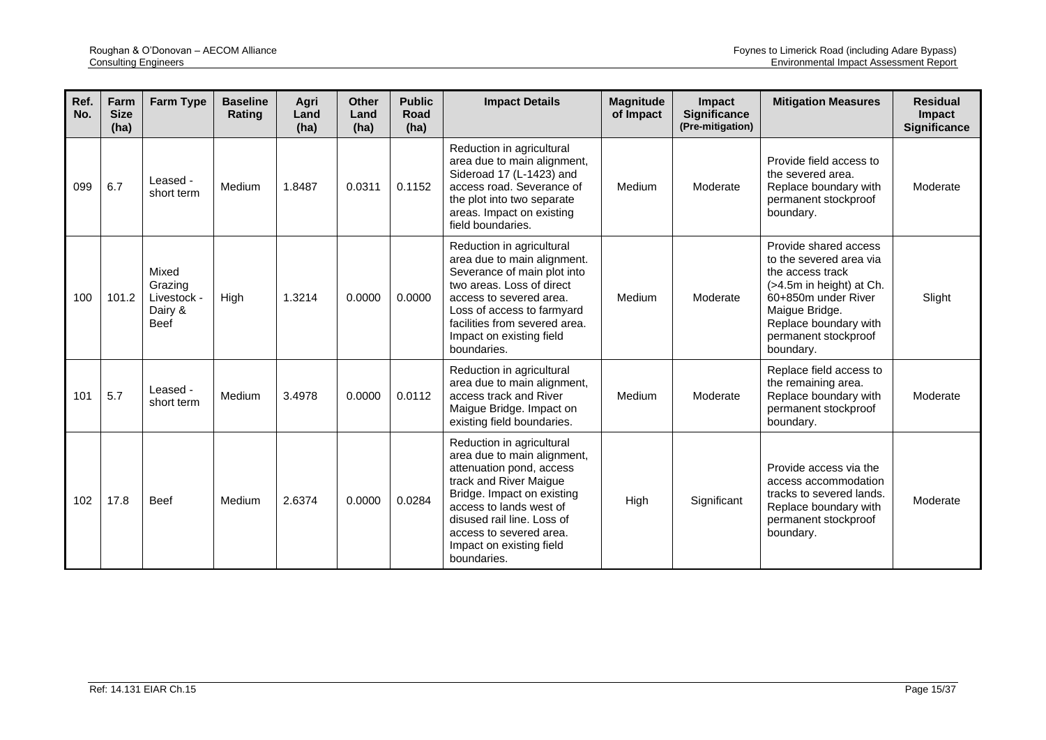| Ref. No. | Farm Size (ha) | Farm Type | Baseline Rating | Agri Land (ha) | Other Land (ha) | Public Road (ha) | Impact Details | Magnitude of Impact | Impact Significance (Pre-mitigation) | Mitigation Measures | Residual Impact Significance |
|---|---|---|---|---|---|---|---|---|---|---|---|
| 099 | 6.7 | Leased - short term | Medium | 1.8487 | 0.0311 | 0.1152 | Reduction in agricultural area due to main alignment, Sideroad 17 (L-1423) and access road. Severance of the plot into two separate areas. Impact on existing field boundaries. | Medium | Moderate | Provide field access to the severed area. Replace boundary with permanent stockproof boundary. | Moderate |
| 100 | 101.2 | Mixed Grazing Livestock - Dairy & Beef | High | 1.3214 | 0.0000 | 0.0000 | Reduction in agricultural area due to main alignment. Severance of main plot into two areas. Loss of direct access to severed area. Loss of access to farmyard facilities from severed area. Impact on existing field boundaries. | Medium | Moderate | Provide shared access to the severed area via the access track (>4.5m in height) at Ch. 60+850m under River Maigue Bridge. Replace boundary with permanent stockproof boundary. | Slight |
| 101 | 5.7 | Leased - short term | Medium | 3.4978 | 0.0000 | 0.0112 | Reduction in agricultural area due to main alignment, access track and River Maigue Bridge. Impact on existing field boundaries. | Medium | Moderate | Replace field access to the remaining area. Replace boundary with permanent stockproof boundary. | Moderate |
| 102 | 17.8 | Beef | Medium | 2.6374 | 0.0000 | 0.0284 | Reduction in agricultural area due to main alignment, attenuation pond, access track and River Maigue Bridge. Impact on existing access to lands west of disused rail line. Loss of access to severed area. Impact on existing field boundaries. | High | Significant | Provide access via the access accommodation tracks to severed lands. Replace boundary with permanent stockproof boundary. | Moderate |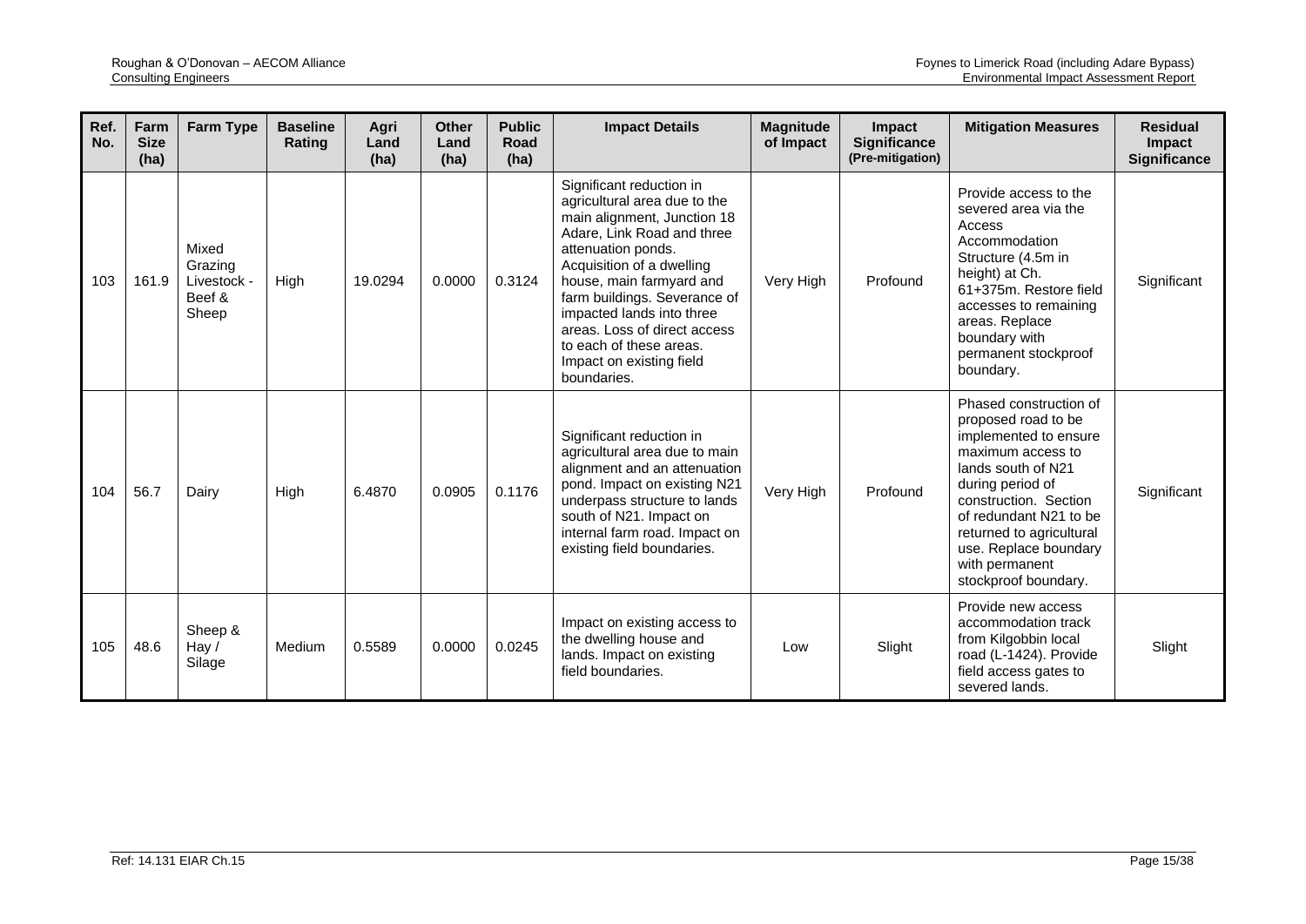| Ref. No. | Farm Size (ha) | Farm Type | Baseline Rating | Agri Land (ha) | Other Land (ha) | Public Road (ha) | Impact Details | Magnitude of Impact | Impact Significance (Pre-mitigation) | Mitigation Measures | Residual Impact Significance |
|---|---|---|---|---|---|---|---|---|---|---|---|
| 103 | 161.9 | Mixed Grazing Livestock - Beef & Sheep | High | 19.0294 | 0.0000 | 0.3124 | Significant reduction in agricultural area due to the main alignment, Junction 18 Adare, Link Road and three attenuation ponds. Acquisition of a dwelling house, main farmyard and farm buildings. Severance of impacted lands into three areas. Loss of direct access to each of these areas. Impact on existing field boundaries. | Very High | Profound | Provide access to the severed area via the Access Accommodation Structure (4.5m in height) at Ch. 61+375m. Restore field accesses to remaining areas. Replace boundary with permanent stockproof boundary. | Significant |
| 104 | 56.7 | Dairy | High | 6.4870 | 0.0905 | 0.1176 | Significant reduction in agricultural area due to main alignment and an attenuation pond. Impact on existing N21 underpass structure to lands south of N21. Impact on internal farm road. Impact on existing field boundaries. | Very High | Profound | Phased construction of proposed road to be implemented to ensure maximum access to lands south of N21 during period of construction. Section of redundant N21 to be returned to agricultural use. Replace boundary with permanent stockproof boundary. | Significant |
| 105 | 48.6 | Sheep & Hay / Silage | Medium | 0.5589 | 0.0000 | 0.0245 | Impact on existing access to the dwelling house and lands. Impact on existing field boundaries. | Low | Slight | Provide new access accommodation track from Kilgobbin local road (L-1424). Provide field access gates to severed lands. | Slight |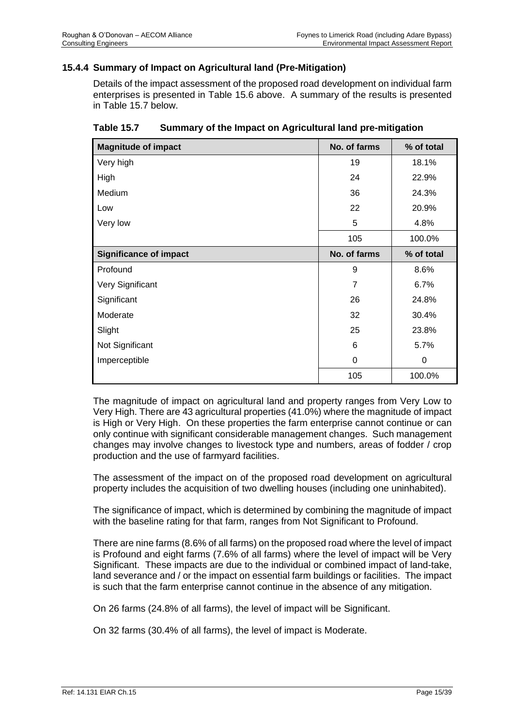### 15.4.4 Summary of Impact on Agricultural land (Pre-Mitigation)

Details of the impact assessment of the proposed road development on individual farm enterprises is presented in Table 15.6 above. A summary of the results is presented in Table 15.7 below.

**Table 15.7 Summary of the Impact on Agricultural land pre-mitigation**

| Magnitude of impact | No. of farms | % of total |
|---|---|---|
| Very high | 19 | 18.1% |
| High | 24 | 22.9% |
| Medium | 36 | 24.3% |
| Low | 22 | 20.9% |
| Very low | 5 | 4.8% |
| | 105 | 100.0% |
| **Significance of impact** | **No. of farms** | **% of total** |
| Profound | 9 | 8.6% |
| Very Significant | 7 | 6.7% |
| Significant | 26 | 24.8% |
| Moderate | 32 | 30.4% |
| Slight | 25 | 23.8% |
| Not Significant | 6 | 5.7% |
| Imperceptible | 0 | 0 |
| | 105 | 100.0% |

The magnitude of impact on agricultural land and property ranges from Very Low to Very High. There are 43 agricultural properties (41.0%) where the magnitude of impact is High or Very High. On these properties the farm enterprise cannot continue or can only continue with significant considerable management changes. Such management changes may involve changes to livestock type and numbers, areas of fodder / crop production and the use of farmyard facilities.

The assessment of the impact on of the proposed road development on agricultural property includes the acquisition of two dwelling houses (including one uninhabited).

The significance of impact, which is determined by combining the magnitude of impact with the baseline rating for that farm, ranges from Not Significant to Profound.

There are nine farms (8.6% of all farms) on the proposed road where the level of impact is Profound and eight farms (7.6% of all farms) where the level of impact will be Very Significant. These impacts are due to the individual or combined impact of land-take, land severance and / or the impact on essential farm buildings or facilities. The impact is such that the farm enterprise cannot continue in the absence of any mitigation.

On 26 farms (24.8% of all farms), the level of impact will be Significant.

On 32 farms (30.4% of all farms), the level of impact is Moderate.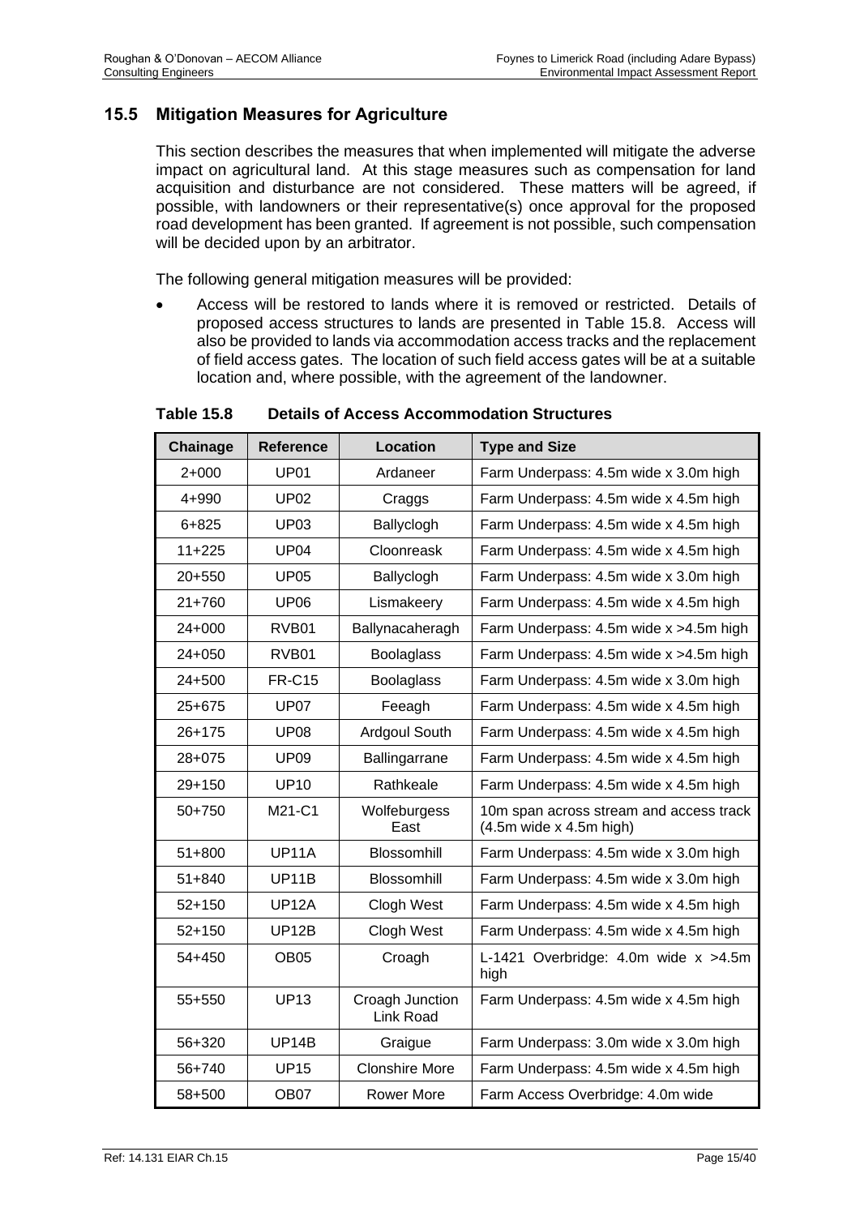## 15.5 Mitigation Measures for Agriculture

This section describes the measures that when implemented will mitigate the adverse impact on agricultural land. At this stage measures such as compensation for land acquisition and disturbance are not considered. These matters will be agreed, if possible, with landowners or their representative(s) once approval for the proposed road development has been granted. If agreement is not possible, such compensation will be decided upon by an arbitrator.

The following general mitigation measures will be provided:

- Access will be restored to lands where it is removed or restricted. Details of proposed access structures to lands are presented in Table 15.8. Access will also be provided to lands via accommodation access tracks and the replacement of field access gates. The location of such field access gates will be at a suitable location and, where possible, with the agreement of the landowner.

**Table 15.8 Details of Access Accommodation Structures**

| Chainage | Reference | Location | Type and Size |
|---|---|---|---|
| 2+000 | UP01 | Ardaneer | Farm Underpass: 4.5m wide x 3.0m high |
| 4+990 | UP02 | Craggs | Farm Underpass: 4.5m wide x 4.5m high |
| 6+825 | UP03 | Ballyclogh | Farm Underpass: 4.5m wide x 4.5m high |
| 11+225 | UP04 | Cloonreask | Farm Underpass: 4.5m wide x 4.5m high |
| 20+550 | UP05 | Ballyclogh | Farm Underpass: 4.5m wide x 3.0m high |
| 21+760 | UP06 | Lismakeery | Farm Underpass: 4.5m wide x 4.5m high |
| 24+000 | RVB01 | Ballynacaheragh | Farm Underpass: 4.5m wide x >4.5m high |
| 24+050 | RVB01 | Boolaglass | Farm Underpass: 4.5m wide x >4.5m high |
| 24+500 | FR-C15 | Boolaglass | Farm Underpass: 4.5m wide x 3.0m high |
| 25+675 | UP07 | Feeagh | Farm Underpass: 4.5m wide x 4.5m high |
| 26+175 | UP08 | Ardgoul South | Farm Underpass: 4.5m wide x 4.5m high |
| 28+075 | UP09 | Ballingarrane | Farm Underpass: 4.5m wide x 4.5m high |
| 29+150 | UP10 | Rathkeale | Farm Underpass: 4.5m wide x 4.5m high |
| 50+750 | M21-C1 | Wolfeburgess East | 10m span across stream and access track (4.5m wide x 4.5m high) |
| 51+800 | UP11A | Blossomhill | Farm Underpass: 4.5m wide x 3.0m high |
| 51+840 | UP11B | Blossomhill | Farm Underpass: 4.5m wide x 3.0m high |
| 52+150 | UP12A | Clogh West | Farm Underpass: 4.5m wide x 4.5m high |
| 52+150 | UP12B | Clogh West | Farm Underpass: 4.5m wide x 4.5m high |
| 54+450 | OB05 | Croagh | L-1421 Overbridge: 4.0m wide x >4.5m high |
| 55+550 | UP13 | Croagh Junction Link Road | Farm Underpass: 4.5m wide x 4.5m high |
| 56+320 | UP14B | Graigue | Farm Underpass: 3.0m wide x 3.0m high |
| 56+740 | UP15 | Clonshire More | Farm Underpass: 4.5m wide x 4.5m high |
| 58+500 | OB07 | Rower More | Farm Access Overbridge: 4.0m wide |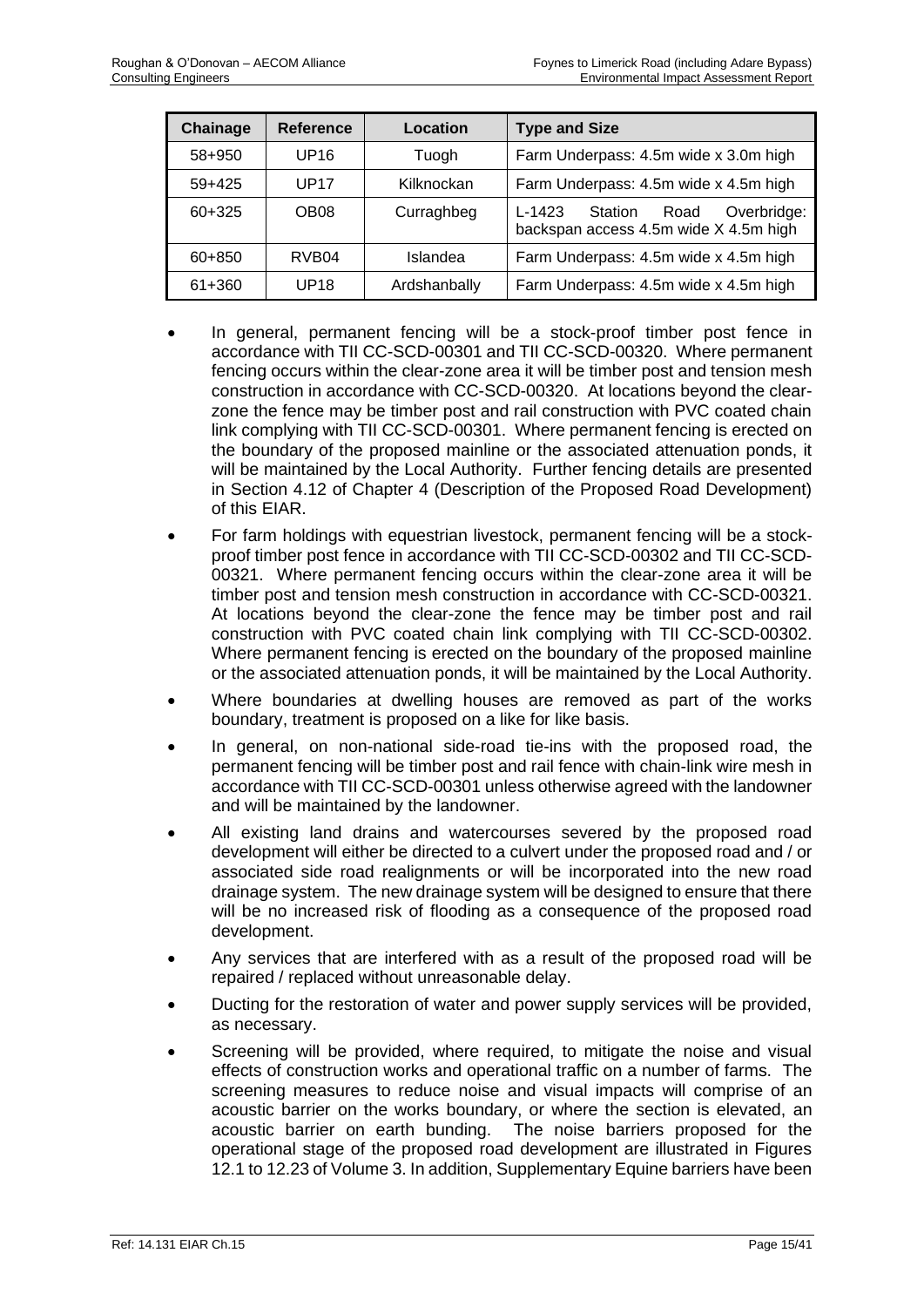| Chainage | Reference | Location | Type and Size |
|---|---|---|---|
| 58+950 | UP16 | Tuogh | Farm Underpass: 4.5m wide x 3.0m high |
| 59+425 | UP17 | Kilknockan | Farm Underpass: 4.5m wide x 4.5m high |
| 60+325 | OB08 | Curraghbeg | L-1423 Station Road Overbridge: backspan access 4.5m wide X 4.5m high |
| 60+850 | RVB04 | Islandea | Farm Underpass: 4.5m wide x 4.5m high |
| 61+360 | UP18 | Ardshanbally | Farm Underpass: 4.5m wide x 4.5m high |

- In general, permanent fencing will be a stock-proof timber post fence in accordance with TII CC-SCD-00301 and TII CC-SCD-00320. Where permanent fencing occurs within the clear-zone area it will be timber post and tension mesh construction in accordance with CC-SCD-00320. At locations beyond the clear-zone the fence may be timber post and rail construction with PVC coated chain link complying with TII CC-SCD-00301. Where permanent fencing is erected on the boundary of the proposed mainline or the associated attenuation ponds, it will be maintained by the Local Authority. Further fencing details are presented in Section 4.12 of Chapter 4 (Description of the Proposed Road Development) of this EIAR.
- For farm holdings with equestrian livestock, permanent fencing will be a stock-proof timber post fence in accordance with TII CC-SCD-00302 and TII CC-SCD-00321. Where permanent fencing occurs within the clear-zone area it will be timber post and tension mesh construction in accordance with CC-SCD-00321. At locations beyond the clear-zone the fence may be timber post and rail construction with PVC coated chain link complying with TII CC-SCD-00302. Where permanent fencing is erected on the boundary of the proposed mainline or the associated attenuation ponds, it will be maintained by the Local Authority.
- Where boundaries at dwelling houses are removed as part of the works boundary, treatment is proposed on a like for like basis.
- In general, on non-national side-road tie-ins with the proposed road, the permanent fencing will be timber post and rail fence with chain-link wire mesh in accordance with TII CC-SCD-00301 unless otherwise agreed with the landowner and will be maintained by the landowner.
- All existing land drains and watercourses severed by the proposed road development will either be directed to a culvert under the proposed road and / or associated side road realignments or will be incorporated into the new road drainage system. The new drainage system will be designed to ensure that there will be no increased risk of flooding as a consequence of the proposed road development.
- Any services that are interfered with as a result of the proposed road will be repaired / replaced without unreasonable delay.
- Ducting for the restoration of water and power supply services will be provided, as necessary.
- Screening will be provided, where required, to mitigate the noise and visual effects of construction works and operational traffic on a number of farms. The screening measures to reduce noise and visual impacts will comprise of an acoustic barrier on the works boundary, or where the section is elevated, an acoustic barrier on earth bunding. The noise barriers proposed for the operational stage of the proposed road development are illustrated in Figures 12.1 to 12.23 of Volume 3. In addition, Supplementary Equine barriers have been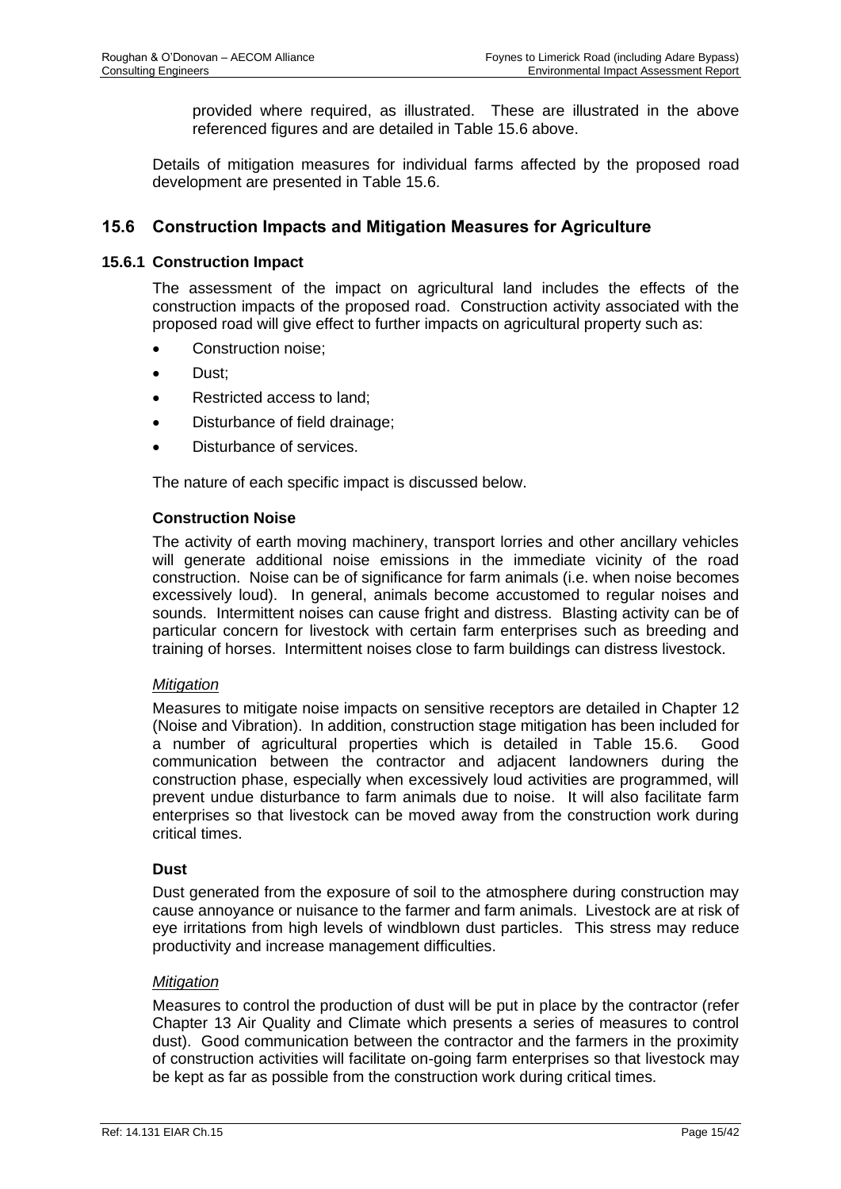provided where required, as illustrated. These are illustrated in the above referenced figures and are detailed in Table 15.6 above.

Details of mitigation measures for individual farms affected by the proposed road development are presented in Table 15.6.

## 15.6 Construction Impacts and Mitigation Measures for Agriculture

### 15.6.1 Construction Impact

The assessment of the impact on agricultural land includes the effects of the construction impacts of the proposed road. Construction activity associated with the proposed road will give effect to further impacts on agricultural property such as:

- Construction noise;
- Dust;
- Restricted access to land;
- Disturbance of field drainage;
- Disturbance of services.

The nature of each specific impact is discussed below.

#### Construction Noise

The activity of earth moving machinery, transport lorries and other ancillary vehicles will generate additional noise emissions in the immediate vicinity of the road construction. Noise can be of significance for farm animals (i.e. when noise becomes excessively loud). In general, animals become accustomed to regular noises and sounds. Intermittent noises can cause fright and distress. Blasting activity can be of particular concern for livestock with certain farm enterprises such as breeding and training of horses. Intermittent noises close to farm buildings can distress livestock.

*Mitigation*

Measures to mitigate noise impacts on sensitive receptors are detailed in Chapter 12 (Noise and Vibration). In addition, construction stage mitigation has been included for a number of agricultural properties which is detailed in Table 15.6. Good communication between the contractor and adjacent landowners during the construction phase, especially when excessively loud activities are programmed, will prevent undue disturbance to farm animals due to noise. It will also facilitate farm enterprises so that livestock can be moved away from the construction work during critical times.

#### Dust

Dust generated from the exposure of soil to the atmosphere during construction may cause annoyance or nuisance to the farmer and farm animals. Livestock are at risk of eye irritations from high levels of windblown dust particles. This stress may reduce productivity and increase management difficulties.

*Mitigation*

Measures to control the production of dust will be put in place by the contractor (refer Chapter 13 Air Quality and Climate which presents a series of measures to control dust). Good communication between the contractor and the farmers in the proximity of construction activities will facilitate on-going farm enterprises so that livestock may be kept as far as possible from the construction work during critical times.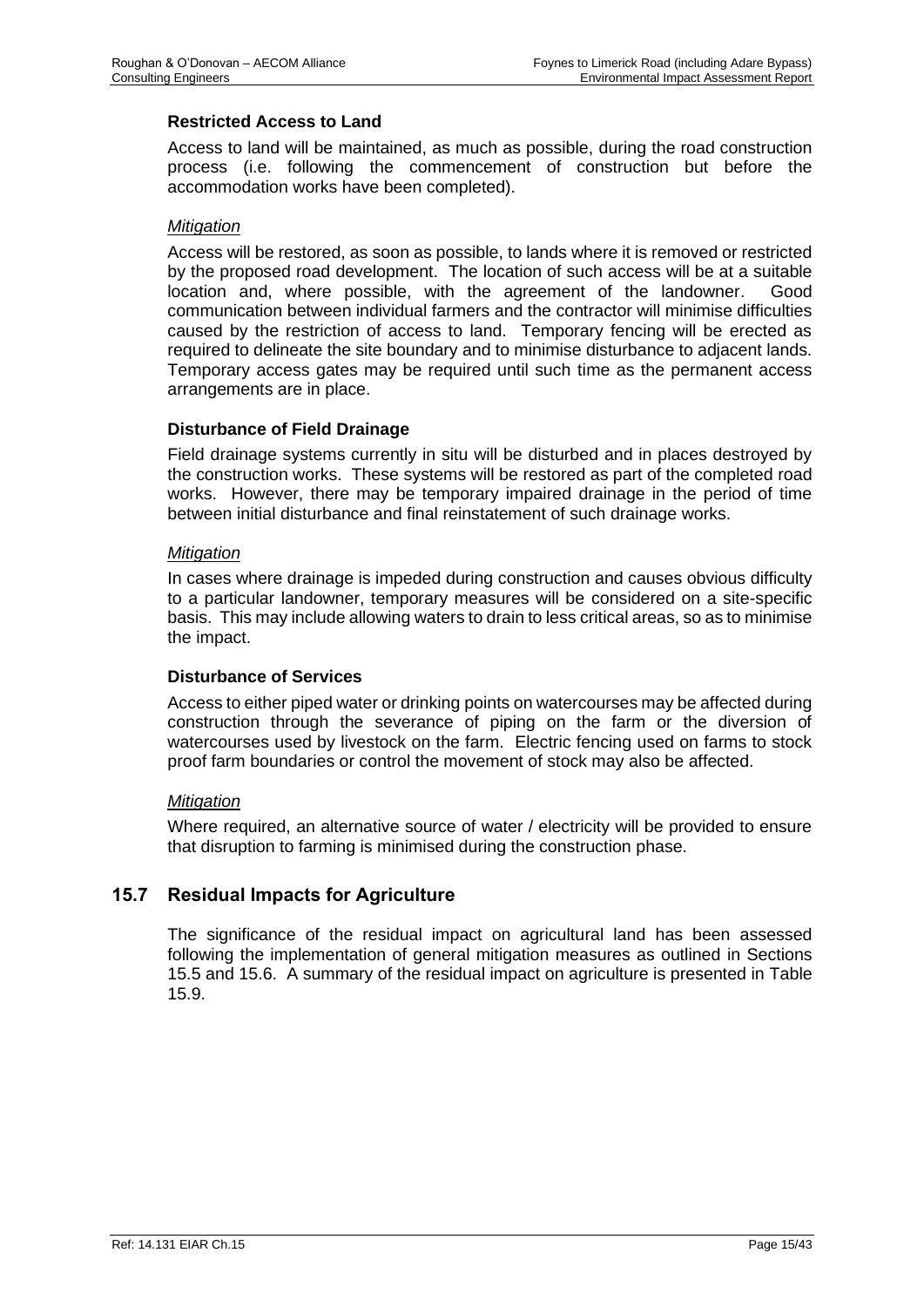### Restricted Access to Land

Access to land will be maintained, as much as possible, during the road construction process (i.e. following the commencement of construction but before the accommodation works have been completed).

*Mitigation*

Access will be restored, as soon as possible, to lands where it is removed or restricted by the proposed road development. The location of such access will be at a suitable location and, where possible, with the agreement of the landowner. Good communication between individual farmers and the contractor will minimise difficulties caused by the restriction of access to land. Temporary fencing will be erected as required to delineate the site boundary and to minimise disturbance to adjacent lands. Temporary access gates may be required until such time as the permanent access arrangements are in place.

### Disturbance of Field Drainage

Field drainage systems currently in situ will be disturbed and in places destroyed by the construction works. These systems will be restored as part of the completed road works. However, there may be temporary impaired drainage in the period of time between initial disturbance and final reinstatement of such drainage works.

*Mitigation*

In cases where drainage is impeded during construction and causes obvious difficulty to a particular landowner, temporary measures will be considered on a site-specific basis. This may include allowing waters to drain to less critical areas, so as to minimise the impact.

### Disturbance of Services

Access to either piped water or drinking points on watercourses may be affected during construction through the severance of piping on the farm or the diversion of watercourses used by livestock on the farm. Electric fencing used on farms to stock proof farm boundaries or control the movement of stock may also be affected.

*Mitigation*

Where required, an alternative source of water / electricity will be provided to ensure that disruption to farming is minimised during the construction phase.

## 15.7 Residual Impacts for Agriculture

The significance of the residual impact on agricultural land has been assessed following the implementation of general mitigation measures as outlined in Sections 15.5 and 15.6. A summary of the residual impact on agriculture is presented in Table 15.9.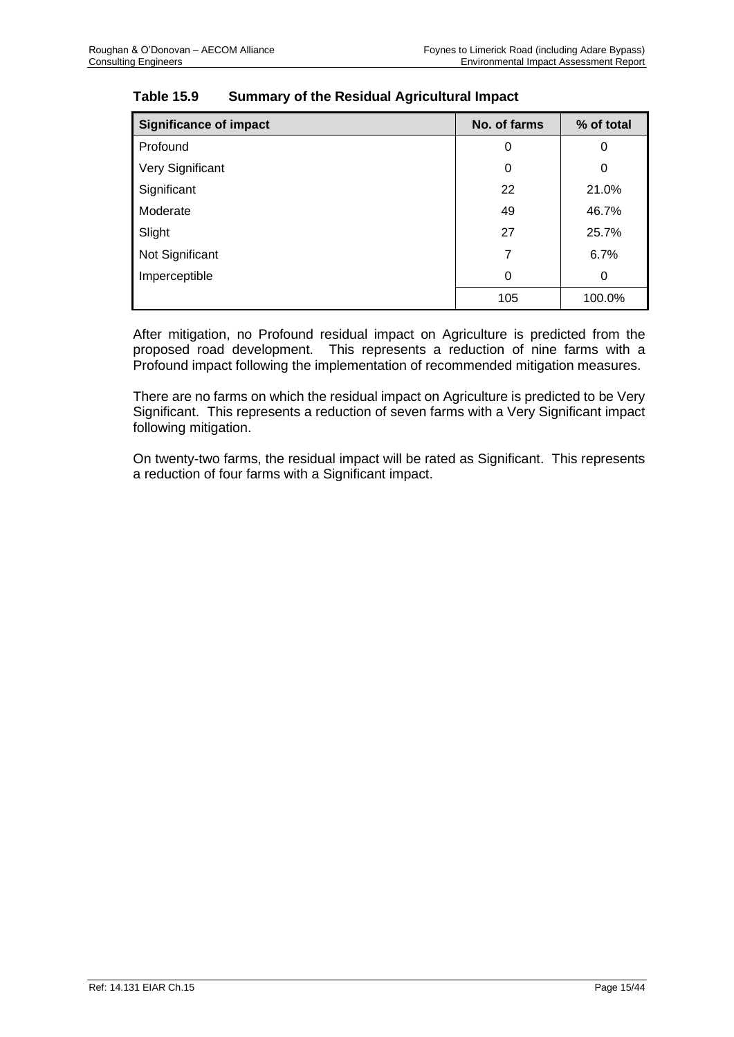**Table 15.9 Summary of the Residual Agricultural Impact**

| Significance of impact | No. of farms | % of total |
|---|---|---|
| Profound | 0 | 0 |
| Very Significant | 0 | 0 |
| Significant | 22 | 21.0% |
| Moderate | 49 | 46.7% |
| Slight | 27 | 25.7% |
| Not Significant | 7 | 6.7% |
| Imperceptible | 0 | 0 |
| | 105 | 100.0% |

After mitigation, no Profound residual impact on Agriculture is predicted from the proposed road development. This represents a reduction of nine farms with a Profound impact following the implementation of recommended mitigation measures.

There are no farms on which the residual impact on Agriculture is predicted to be Very Significant. This represents a reduction of seven farms with a Very Significant impact following mitigation.

On twenty-two farms, the residual impact will be rated as Significant. This represents a reduction of four farms with a Significant impact.